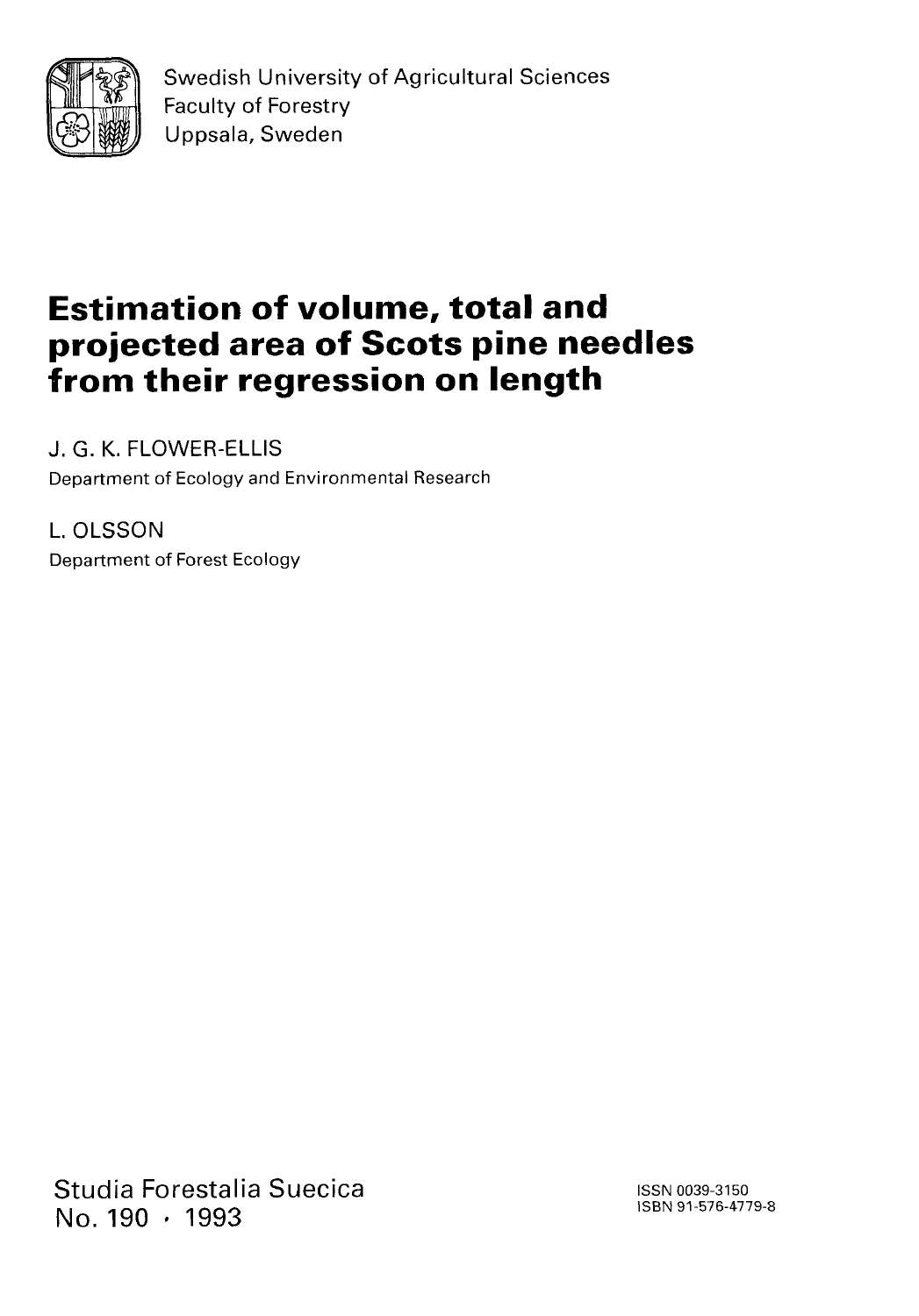Swedish University of Agricultural Sciences
Faculty of Forestry
Uppsala, Sweden

# Estimation of volume, total and projected area of Scots pine needles from their regression on length

J. G. K. FLOWER-ELLIS
Department of Ecology and Environmental Research

L. OLSSON
Department of Forest Ecology

Studia Forestalia Suecica
No. 190 · 1993

ISSN 0039-3150
ISBN 91-576-4779-8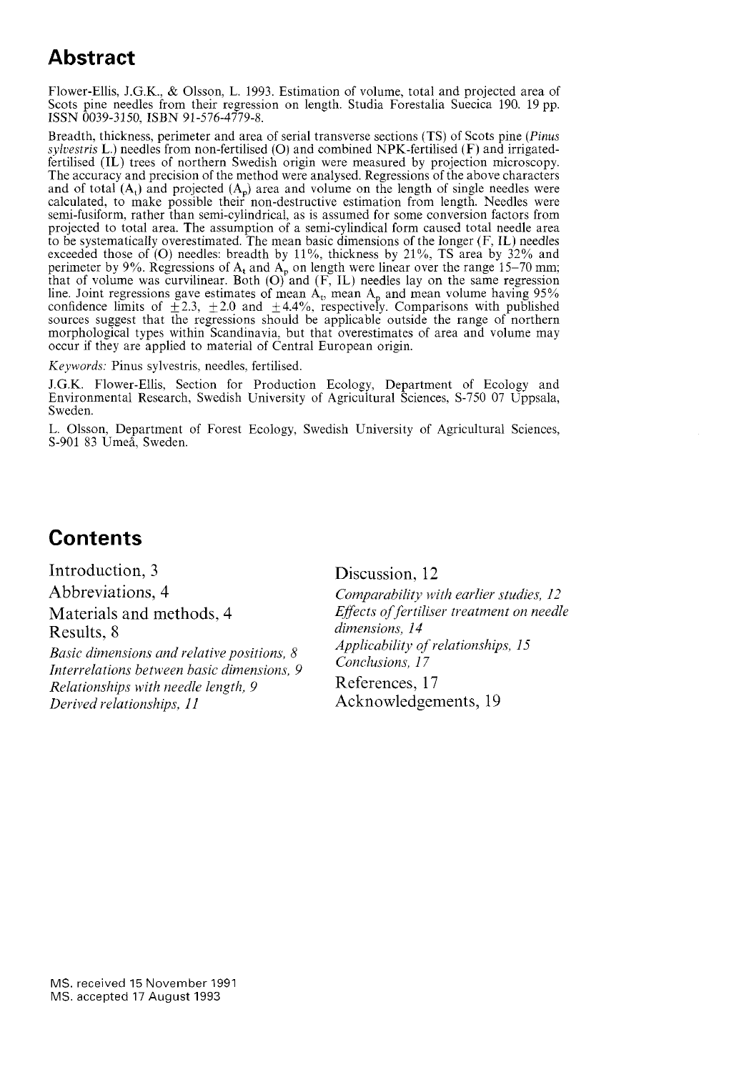# Abstract

Flower-Ellis, J.G.K., & Olsson, L. 1993. Estimation of volume, total and projected area of Scots pine needles from their regression on length. Studia Forestalia Suecica 190. 19 pp. ISSN 0039-3150, ISBN 91-576-4779-8.

Breadth, thickness, perimeter and area of serial transverse sections (TS) of Scots pine (*Pinus sylvestris* L.) needles from non-fertilised (O) and combined NPK-fertilised (F) and irrigated-fertilised (IL) trees of northern Swedish origin were measured by projection microscopy. The accuracy and precision of the method were analysed. Regressions of the above characters and of total ($A_t$) and projected ($A_p$) area and volume on the length of single needles were calculated, to make possible their non-destructive estimation from length. Needles were semi-fusiform, rather than semi-cylindrical, as is assumed for some conversion factors from projected to total area. The assumption of a semi-cylindical form caused total needle area to be systematically overestimated. The mean basic dimensions of the longer (F, IL) needles exceeded those of (O) needles: breadth by 11%, thickness by 21%, TS area by 32% and perimeter by 9%. Regressions of $A_t$ and $A_p$ on length were linear over the range 15–70 mm; that of volume was curvilinear. Both (O) and (F, IL) needles lay on the same regression line. Joint regressions gave estimates of mean $A_t$, mean $A_p$ and mean volume having 95% confidence limits of $\pm 2.3$, $\pm 2.0$ and $\pm 4.4$%, respectively. Comparisons with published sources suggest that the regressions should be applicable outside the range of northern morphological types within Scandinavia, but that overestimates of area and volume may occur if they are applied to material of Central European origin.

*Keywords:* Pinus sylvestris, needles, fertilised.

J.G.K. Flower-Ellis, Section for Production Ecology, Department of Ecology and Environmental Research, Swedish University of Agricultural Sciences, S-750 07 Uppsala, Sweden.

L. Olsson, Department of Forest Ecology, Swedish University of Agricultural Sciences, S-901 83 Umeå, Sweden.

# Contents

Introduction, 3

Abbreviations, 4

Materials and methods, 4

Results, 8

*Basic dimensions and relative positions, 8*

*Interrelations between basic dimensions, 9*

*Relationships with needle length, 9*

*Derived relationships, 11*

Discussion, 12

*Comparability with earlier studies, 12*

*Effects of fertiliser treatment on needle dimensions, 14*

*Applicability of relationships, 15*

*Conclusions, 17*

References, 17

Acknowledgements, 19

MS. received 15 November 1991
MS. accepted 17 August 1993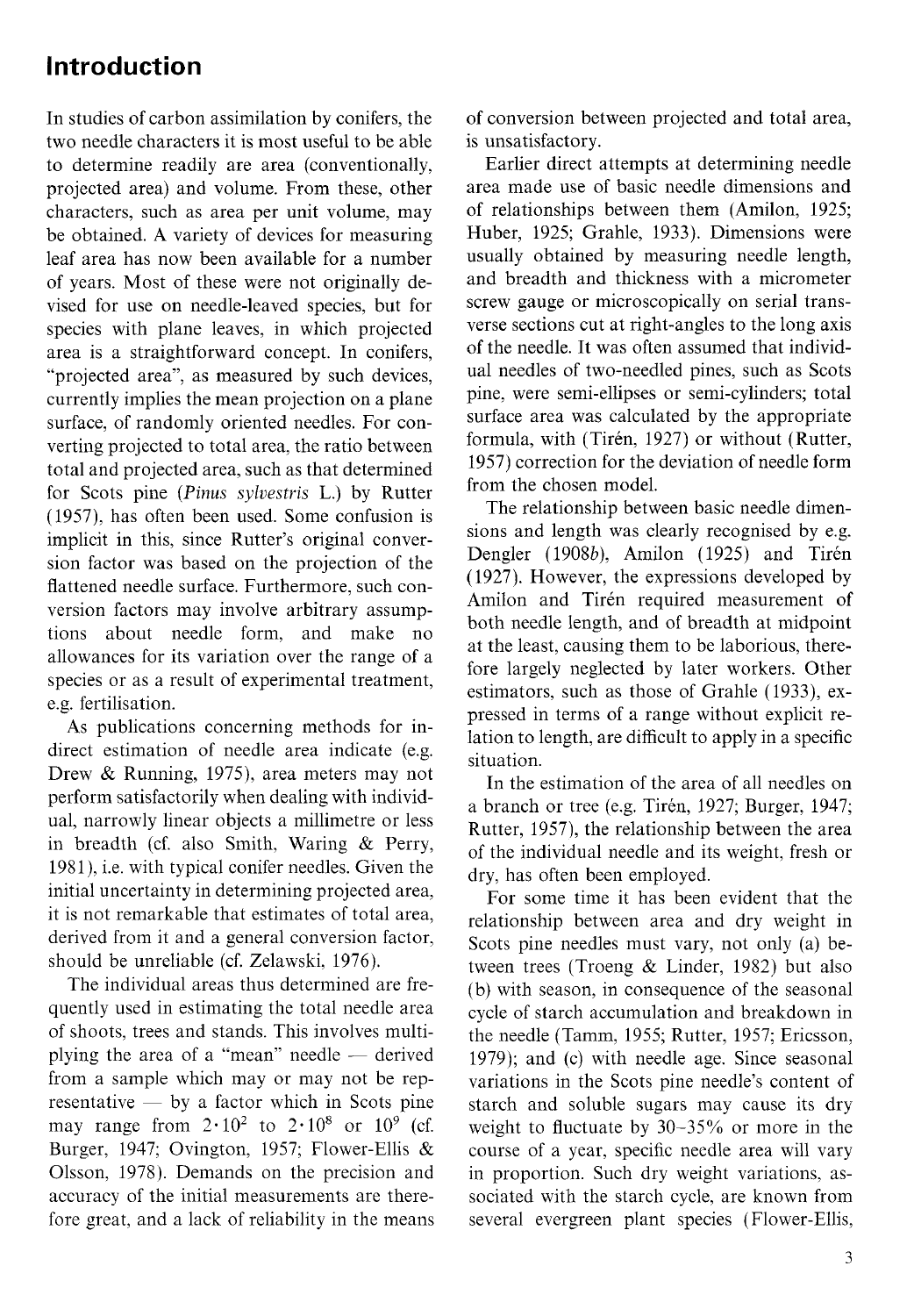## Introduction

In studies of carbon assimilation by conifers, the two needle characters it is most useful to be able to determine readily are area (conventionally, projected area) and volume. From these, other characters, such as area per unit volume, may be obtained. A variety of devices for measuring leaf area has now been available for a number of years. Most of these were not originally devised for use on needle-leaved species, but for species with plane leaves, in which projected area is a straightforward concept. In conifers, "projected area", as measured by such devices, currently implies the mean projection on a plane surface, of randomly oriented needles. For converting projected to total area, the ratio between total and projected area, such as that determined for Scots pine (*Pinus sylvestris* L.) by Rutter (1957), has often been used. Some confusion is implicit in this, since Rutter's original conversion factor was based on the projection of the flattened needle surface. Furthermore, such conversion factors may involve arbitrary assumptions about needle form, and make no allowances for its variation over the range of a species or as a result of experimental treatment, e.g. fertilisation.

As publications concerning methods for indirect estimation of needle area indicate (e.g. Drew & Running, 1975), area meters may not perform satisfactorily when dealing with individual, narrowly linear objects a millimetre or less in breadth (cf. also Smith, Waring & Perry, 1981), i.e. with typical conifer needles. Given the initial uncertainty in determining projected area, it is not remarkable that estimates of total area, derived from it and a general conversion factor, should be unreliable (cf. Zelawski, 1976).

The individual areas thus determined are frequently used in estimating the total needle area of shoots, trees and stands. This involves multiplying the area of a "mean" needle — derived from a sample which may or may not be representative — by a factor which in Scots pine may range from $2 \cdot 10^2$ to $2 \cdot 10^8$ or $10^9$ (cf. Burger, 1947; Ovington, 1957; Flower-Ellis & Olsson, 1978). Demands on the precision and accuracy of the initial measurements are therefore great, and a lack of reliability in the means of conversion between projected and total area, is unsatisfactory.

Earlier direct attempts at determining needle area made use of basic needle dimensions and of relationships between them (Amilon, 1925; Huber, 1925; Grahle, 1933). Dimensions were usually obtained by measuring needle length, and breadth and thickness with a micrometer screw gauge or microscopically on serial transverse sections cut at right-angles to the long axis of the needle. It was often assumed that individual needles of two-needled pines, such as Scots pine, were semi-ellipses or semi-cylinders; total surface area was calculated by the appropriate formula, with (Tirén, 1927) or without (Rutter, 1957) correction for the deviation of needle form from the chosen model.

The relationship between basic needle dimensions and length was clearly recognised by e.g. Dengler (1908*b*), Amilon (1925) and Tirén (1927). However, the expressions developed by Amilon and Tirén required measurement of both needle length, and of breadth at midpoint at the least, causing them to be laborious, therefore largely neglected by later workers. Other estimators, such as those of Grahle (1933), expressed in terms of a range without explicit relation to length, are difficult to apply in a specific situation.

In the estimation of the area of all needles on a branch or tree (e.g. Tirén, 1927; Burger, 1947; Rutter, 1957), the relationship between the area of the individual needle and its weight, fresh or dry, has often been employed.

For some time it has been evident that the relationship between area and dry weight in Scots pine needles must vary, not only (a) between trees (Troeng & Linder, 1982) but also (b) with season, in consequence of the seasonal cycle of starch accumulation and breakdown in the needle (Tamm, 1955; Rutter, 1957; Ericsson, 1979); and (c) with needle age. Since seasonal variations in the Scots pine needle's content of starch and soluble sugars may cause its dry weight to fluctuate by 30–35% or more in the course of a year, specific needle area will vary in proportion. Such dry weight variations, associated with the starch cycle, are known from several evergreen plant species (Flower-Ellis,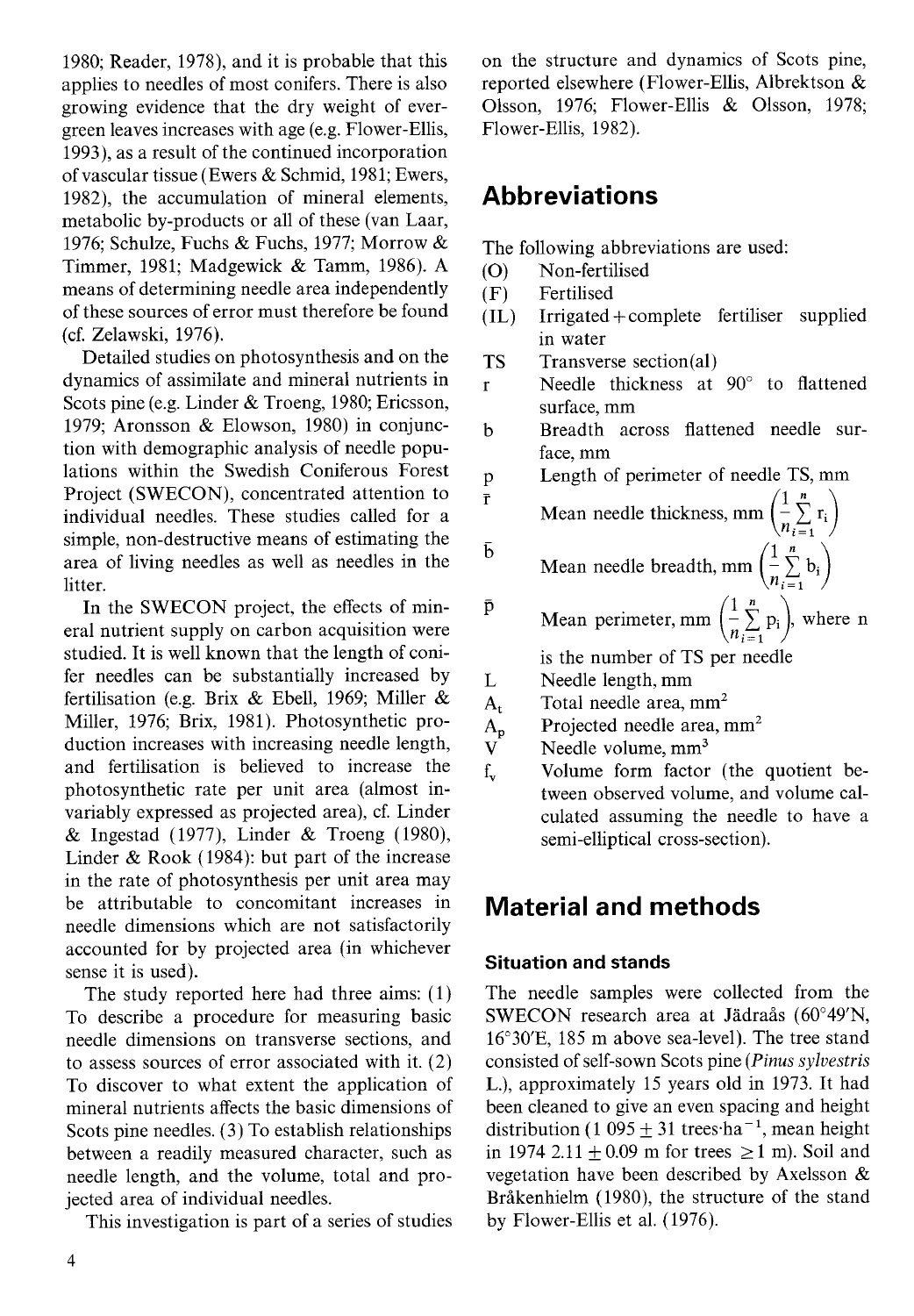1980; Reader, 1978), and it is probable that this applies to needles of most conifers. There is also growing evidence that the dry weight of evergreen leaves increases with age (e.g. Flower-Ellis, 1993), as a result of the continued incorporation of vascular tissue (Ewers & Schmid, 1981; Ewers, 1982), the accumulation of mineral elements, metabolic by-products or all of these (van Laar, 1976; Schulze, Fuchs & Fuchs, 1977; Morrow & Timmer, 1981; Madgewick & Tamm, 1986). A means of determining needle area independently of these sources of error must therefore be found (cf. Zelawski, 1976).

Detailed studies on photosynthesis and on the dynamics of assimilate and mineral nutrients in Scots pine (e.g. Linder & Troeng, 1980; Ericsson, 1979; Aronsson & Elowson, 1980) in conjunction with demographic analysis of needle populations within the Swedish Coniferous Forest Project (SWECON), concentrated attention to individual needles. These studies called for a simple, non-destructive means of estimating the area of living needles as well as needles in the litter.

In the SWECON project, the effects of mineral nutrient supply on carbon acquisition were studied. It is well known that the length of conifer needles can be substantially increased by fertilisation (e.g. Brix & Ebell, 1969; Miller & Miller, 1976; Brix, 1981). Photosynthetic production increases with increasing needle length, and fertilisation is believed to increase the photosynthetic rate per unit area (almost invariably expressed as projected area), cf. Linder & Ingestad (1977), Linder & Troeng (1980), Linder & Rook (1984): but part of the increase in the rate of photosynthesis per unit area may be attributable to concomitant increases in needle dimensions which are not satisfactorily accounted for by projected area (in whichever sense it is used).

The study reported here had three aims: (1) To describe a procedure for measuring basic needle dimensions on transverse sections, and to assess sources of error associated with it. (2) To discover to what extent the application of mineral nutrients affects the basic dimensions of Scots pine needles. (3) To establish relationships between a readily measured character, such as needle length, and the volume, total and projected area of individual needles.

This investigation is part of a series of studies on the structure and dynamics of Scots pine, reported elsewhere (Flower-Ellis, Albrektson & Olsson, 1976; Flower-Ellis & Olsson, 1978; Flower-Ellis, 1982).

## Abbreviations

The following abbreviations are used:

- (O) Non-fertilised
- (F) Fertilised
- (IL) Irrigated + complete fertiliser supplied in water
- TS Transverse section(al)
- $r$ Needle thickness at 90° to flattened surface, mm
- $b$ Breadth across flattened needle surface, mm
- $p$ Length of perimeter of needle TS, mm
- $\bar{r}$ Mean needle thickness, mm $\left(\frac{1}{n}\sum_{i=1}^{n} r_i\right)$
- $\bar{b}$ Mean needle breadth, mm $\left(\frac{1}{n}\sum_{i=1}^{n} b_i\right)$
- $\bar{p}$ Mean perimeter, mm $\left(\frac{1}{n}\sum_{i=1}^{n} p_i\right)$, where n is the number of TS per needle
- $L$ Needle length, mm
- $A_t$ Total needle area, mm$^2$
- $A_p$ Projected needle area, mm$^2$
- $V$ Needle volume, mm$^3$
- $f_v$ Volume form factor (the quotient between observed volume, and volume calculated assuming the needle to have a semi-elliptical cross-section).

## Material and methods

### Situation and stands

The needle samples were collected from the SWECON research area at Jädraås (60°49′N, 16°30′E, 185 m above sea-level). The tree stand consisted of self-sown Scots pine (*Pinus sylvestris* L.), approximately 15 years old in 1973. It had been cleaned to give an even spacing and height distribution (1 095 ± 31 trees·ha$^{-1}$, mean height in 1974 2.11 ± 0.09 m for trees ≥1 m). Soil and vegetation have been described by Axelsson & Bråkenhielm (1980), the structure of the stand by Flower-Ellis et al. (1976).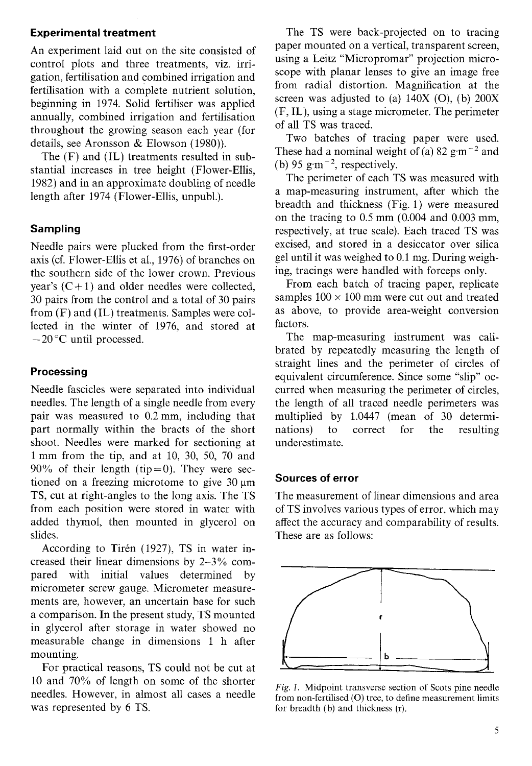### Experimental treatment

An experiment laid out on the site consisted of control plots and three treatments, viz. irrigation, fertilisation and combined irrigation and fertilisation with a complete nutrient solution, beginning in 1974. Solid fertiliser was applied annually, combined irrigation and fertilisation throughout the growing season each year (for details, see Aronsson & Elowson (1980)).

The (F) and (IL) treatments resulted in substantial increases in tree height (Flower-Ellis, 1982) and in an approximate doubling of needle length after 1974 (Flower-Ellis, unpubl.).

### Sampling

Needle pairs were plucked from the first-order axis (cf. Flower-Ellis et al., 1976) of branches on the southern side of the lower crown. Previous year's (C+1) and older needles were collected, 30 pairs from the control and a total of 30 pairs from (F) and (IL) treatments. Samples were collected in the winter of 1976, and stored at −20 °C until processed.

### Processing

Needle fascicles were separated into individual needles. The length of a single needle from every pair was measured to 0.2 mm, including that part normally within the bracts of the short shoot. Needles were marked for sectioning at 1 mm from the tip, and at 10, 30, 50, 70 and 90% of their length (tip = 0). They were sectioned on a freezing microtome to give 30 μm TS, cut at right-angles to the long axis. The TS from each position were stored in water with added thymol, then mounted in glycerol on slides.

According to Tirén (1927), TS in water increased their linear dimensions by 2–3% compared with initial values determined by micrometer screw gauge. Micrometer measurements are, however, an uncertain base for such a comparison. In the present study, TS mounted in glycerol after storage in water showed no measurable change in dimensions 1 h after mounting.

For practical reasons, TS could not be cut at 10 and 70% of length on some of the shorter needles. However, in almost all cases a needle was represented by 6 TS.

The TS were back-projected on to tracing paper mounted on a vertical, transparent screen, using a Leitz "Micropromar" projection microscope with planar lenses to give an image free from radial distortion. Magnification at the screen was adjusted to (a) 140X (O), (b) 200X (F, IL), using a stage micrometer. The perimeter of all TS was traced.

Two batches of tracing paper were used. These had a nominal weight of (a) 82 $g \cdot m^{-2}$ and (b) 95 $g \cdot m^{-2}$, respectively.

The perimeter of each TS was measured with a map-measuring instrument, after which the breadth and thickness (Fig. 1) were measured on the tracing to 0.5 mm (0.004 and 0.003 mm, respectively, at true scale). Each traced TS was excised, and stored in a desiccator over silica gel until it was weighed to 0.1 mg. During weighing, tracings were handled with forceps only.

From each batch of tracing paper, replicate samples 100 × 100 mm were cut out and treated as above, to provide area-weight conversion factors.

The map-measuring instrument was calibrated by repeatedly measuring the length of straight lines and the perimeter of circles of equivalent circumference. Since some "slip" occurred when measuring the perimeter of circles, the length of all traced needle perimeters was multiplied by 1.0447 (mean of 30 determinations) to correct for the resulting underestimate.

### Sources of error

The measurement of linear dimensions and area of TS involves various types of error, which may affect the accuracy and comparability of results. These are as follows:

*Fig. 1.* Midpoint transverse section of Scots pine needle from non-fertilised (O) tree, to define measurement limits for breadth (b) and thickness (r).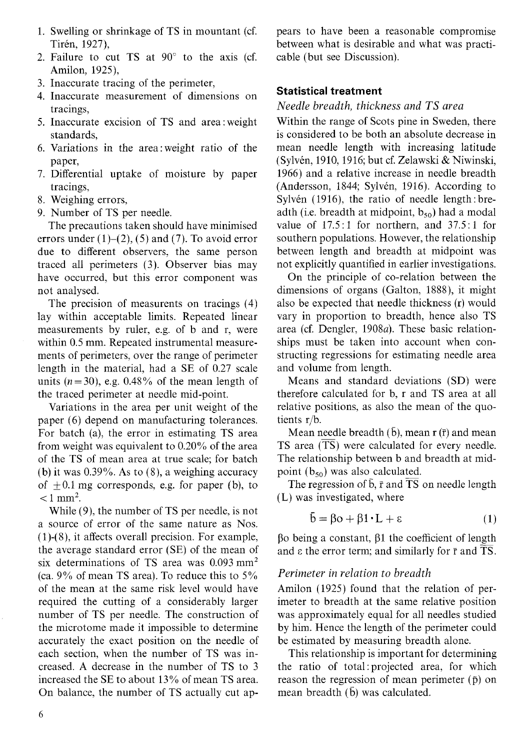1. Swelling or shrinkage of TS in mountant (cf. Tirén, 1927),
2. Failure to cut TS at 90° to the axis (cf. Amilon, 1925),
3. Inaccurate tracing of the perimeter,
4. Inaccurate measurement of dimensions on tracings,
5. Inaccurate excision of TS and area : weight standards,
6. Variations in the area : weight ratio of the paper,
7. Differential uptake of moisture by paper tracings,
8. Weighing errors,
9. Number of TS per needle.

The precautions taken should have minimised errors under (1)–(2), (5) and (7). To avoid error due to different observers, the same person traced all perimeters (3). Observer bias may have occurred, but this error component was not analysed.

The precision of measurents on tracings (4) lay within acceptable limits. Repeated linear measurements by ruler, e.g. of b and r, were within 0.5 mm. Repeated instrumental measurements of perimeters, over the range of perimeter length in the material, had a SE of 0.27 scale units ($n = 30$), e.g. 0.48% of the mean length of the traced perimeter at needle mid-point.

Variations in the area per unit weight of the paper (6) depend on manufacturing tolerances. For batch (a), the error in estimating TS area from weight was equivalent to 0.20% of the area of the TS of mean area at true scale; for batch (b) it was 0.39%. As to (8), a weighing accuracy of $\pm 0.1$ mg corresponds, e.g. for paper (b), to $< 1$ mm$^2$.

While (9), the number of TS per needle, is not a source of error of the same nature as Nos. (1)-(8), it affects overall precision. For example, the average standard error (SE) of the mean of six determinations of TS area was 0.093 mm$^2$ (ca. 9% of mean TS area). To reduce this to 5% of the mean at the same risk level would have required the cutting of a considerably larger number of TS per needle. The construction of the microtome made it impossible to determine accurately the exact position on the needle of each section, when the number of TS was increased. A decrease in the number of TS to 3 increased the SE to about 13% of mean TS area. On balance, the number of TS actually cut appears to have been a reasonable compromise between what is desirable and what was practicable (but see Discussion).

### Statistical treatment

#### *Needle breadth, thickness and TS area*

Within the range of Scots pine in Sweden, there is considered to be both an absolute decrease in mean needle length with increasing latitude (Sylvén, 1910, 1916; but cf. Zelawski & Niwinski, 1966) and a relative increase in needle breadth (Andersson, 1844; Sylvén, 1916). According to Sylvén (1916), the ratio of needle length : breadth (i.e. breadth at midpoint, $b_{50}$) had a modal value of 17.5 : 1 for northern, and 37.5 : 1 for southern populations. However, the relationship between length and breadth at midpoint was not explicitly quantified in earlier investigations.

On the principle of co-relation between the dimensions of organs (Galton, 1888), it might also be expected that needle thickness (r) would vary in proportion to breadth, hence also TS area (cf. Dengler, 1908*a*). These basic relationships must be taken into account when constructing regressions for estimating needle area and volume from length.

Means and standard deviations (SD) were therefore calculated for b, r and TS area at all relative positions, as also the mean of the quotients r/b.

Mean needle breadth ($\bar{b}$), mean r ($\bar{r}$) and mean TS area ($\overline{TS}$) were calculated for every needle. The relationship between b and breadth at midpoint ($b_{50}$) was also calculated.

The regression of $\bar{b}$, $\bar{r}$ and $\overline{TS}$ on needle length (L) was investigated, where

$$\bar{b} = \beta o + \beta 1 \cdot L + \varepsilon \qquad (1)$$

$\beta o$ being a constant, $\beta 1$ the coefficient of length and $\varepsilon$ the error term; and similarly for $\bar{r}$ and $\overline{TS}$.

#### *Perimeter in relation to breadth*

Amilon (1925) found that the relation of perimeter to breadth at the same relative position was approximately equal for all needles studied by him. Hence the length of the perimeter could be estimated by measuring breadth alone.

This relationship is important for determining the ratio of total : projected area, for which reason the regression of mean perimeter ($\bar{p}$) on mean breadth ($\bar{b}$) was calculated.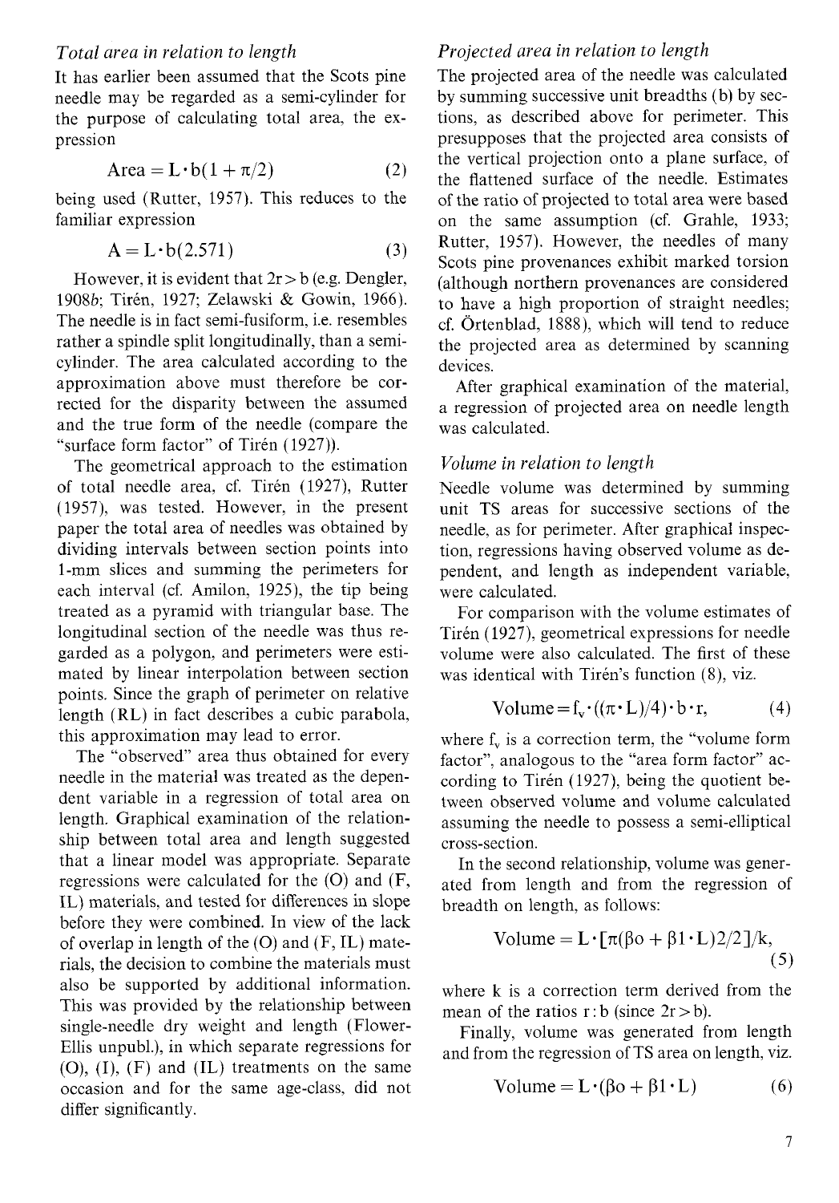### *Total area in relation to length*

It has earlier been assumed that the Scots pine needle may be regarded as a semi-cylinder for the purpose of calculating total area, the expression

$$\text{Area} = L \cdot b(1 + \pi/2) \tag{2}$$

being used (Rutter, 1957). This reduces to the familiar expression

$$A = L \cdot b(2.571) \tag{3}$$

However, it is evident that $2r > b$ (e.g. Dengler, 1908*b*; Tirén, 1927; Zelawski & Gowin, 1966). The needle is in fact semi-fusiform, i.e. resembles rather a spindle split longitudinally, than a semi-cylinder. The area calculated according to the approximation above must therefore be corrected for the disparity between the assumed and the true form of the needle (compare the "surface form factor" of Tirén (1927)).

The geometrical approach to the estimation of total needle area, cf. Tirén (1927), Rutter (1957), was tested. However, in the present paper the total area of needles was obtained by dividing intervals between section points into 1-mm slices and summing the perimeters for each interval (cf. Amilon, 1925), the tip being treated as a pyramid with triangular base. The longitudinal section of the needle was thus regarded as a polygon, and perimeters were estimated by linear interpolation between section points. Since the graph of perimeter on relative length (RL) in fact describes a cubic parabola, this approximation may lead to error.

The "observed" area thus obtained for every needle in the material was treated as the dependent variable in a regression of total area on length. Graphical examination of the relationship between total area and length suggested that a linear model was appropriate. Separate regressions were calculated for the (O) and (F, IL) materials, and tested for differences in slope before they were combined. In view of the lack of overlap in length of the (O) and (F, IL) materials, the decision to combine the materials must also be supported by additional information. This was provided by the relationship between single-needle dry weight and length (Flower-Ellis unpubl.), in which separate regressions for (O), (I), (F) and (IL) treatments on the same occasion and for the same age-class, did not differ significantly.

### *Projected area in relation to length*

The projected area of the needle was calculated by summing successive unit breadths (b) by sections, as described above for perimeter. This presupposes that the projected area consists of the vertical projection onto a plane surface, of the flattened surface of the needle. Estimates of the ratio of projected to total area were based on the same assumption (cf. Grahle, 1933; Rutter, 1957). However, the needles of many Scots pine provenances exhibit marked torsion (although northern provenances are considered to have a high proportion of straight needles; cf. Örtenblad, 1888), which will tend to reduce the projected area as determined by scanning devices.

After graphical examination of the material, a regression of projected area on needle length was calculated.

### *Volume in relation to length*

Needle volume was determined by summing unit TS areas for successive sections of the needle, as for perimeter. After graphical inspection, regressions having observed volume as dependent, and length as independent variable, were calculated.

For comparison with the volume estimates of Tirén (1927), geometrical expressions for needle volume were also calculated. The first of these was identical with Tirén's function (8), viz.

$$\text{Volume} = f_v \cdot ((\pi \cdot L)/4) \cdot b \cdot r, \tag{4}$$

where $f_v$ is a correction term, the "volume form factor", analogous to the "area form factor" according to Tirén (1927), being the quotient between observed volume and volume calculated assuming the needle to possess a semi-elliptical cross-section.

In the second relationship, volume was generated from length and from the regression of breadth on length, as follows:

$$\text{Volume} = L \cdot [\pi(\beta o + \beta 1 \cdot L)2/2]/k, \tag{5}$$

where k is a correction term derived from the mean of the ratios r : b (since $2r > b$).

Finally, volume was generated from length and from the regression of TS area on length, viz.

$$\text{Volume} = L \cdot (\beta o + \beta 1 \cdot L) \tag{6}$$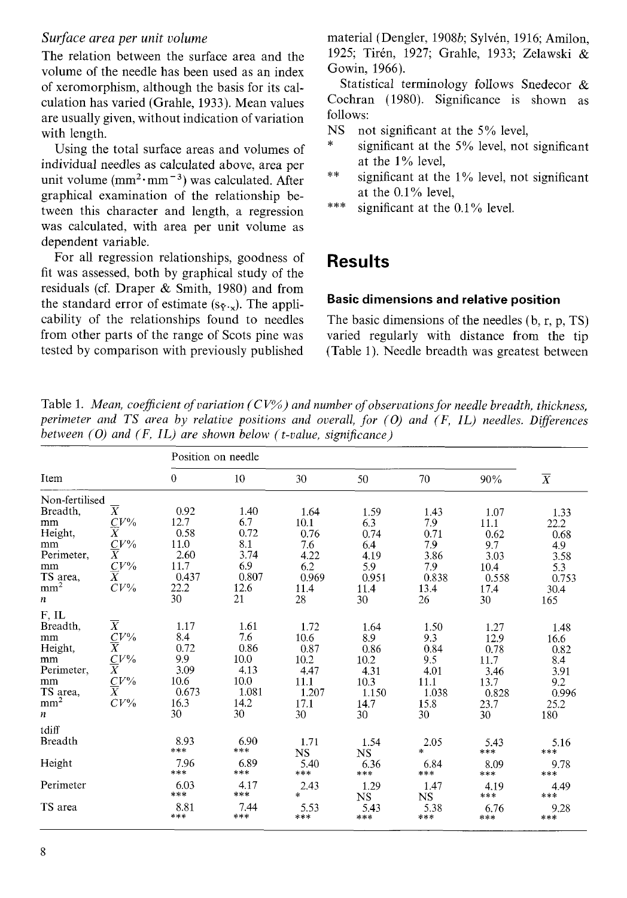### *Surface area per unit volume*

The relation between the surface area and the volume of the needle has been used as an index of xeromorphism, although the basis for its calculation has varied (Grahle, 1933). Mean values are usually given, without indication of variation with length.

Using the total surface areas and volumes of individual needles as calculated above, area per unit volume ($mm^2 \cdot mm^{-3}$) was calculated. After graphical examination of the relationship between this character and length, a regression was calculated, with area per unit volume as dependent variable.

For all regression relationships, goodness of fit was assessed, both by graphical study of the residuals (cf. Draper & Smith, 1980) and from the standard error of estimate ($s_{\hat{y} \cdot x}$). The applicability of the relationships found to needles from other parts of the range of Scots pine was tested by comparison with previously published material (Dengler, 1908*b*; Sylvén, 1916; Amilon, 1925; Tirén, 1927; Grahle, 1933; Zelawski & Gowin, 1966).

Statistical terminology follows Snedecor & Cochran (1980). Significance is shown as follows:

- NS not significant at the 5% level,
- \* significant at the 5% level, not significant at the 1% level,
- \*\* significant at the 1% level, not significant at the 0.1% level,
- \*\*\* significant at the 0.1% level.

## Results

### Basic dimensions and relative position

The basic dimensions of the needles (b, r, p, TS) varied regularly with distance from the tip (Table 1). Needle breadth was greatest between

Table 1. *Mean, coefficient of variation (CV%) and number of observations for needle breadth, thickness, perimeter and TS area by relative positions and overall, for (O) and (F, IL) needles. Differences between (O) and (F, IL) are shown below (t-value, significance)*

| Item | | Position on needle 0 | 10 | 30 | 50 | 70 | 90% | $\overline{X}$ |
|---|---|---|---|---|---|---|---|---|
| Non-fertilised | | | | | | | | |
| Breadth, | $\overline{X}$ | 0.92 | 1.40 | 1.64 | 1.59 | 1.43 | 1.07 | 1.33 |
| mm | $CV\%$ | 12.7 | 6.7 | 10.1 | 6.3 | 7.9 | 11.1 | 22.2 |
| Height, | $\overline{X}$ | 0.58 | 0.72 | 0.76 | 0.74 | 0.71 | 0.62 | 0.68 |
| mm | $CV\%$ | 11.0 | 8.1 | 7.6 | 6.4 | 7.9 | 9.7 | 4.9 |
| Perimeter, | $\overline{X}$ | 2.60 | 3.74 | 4.22 | 4.19 | 3.86 | 3.03 | 3.58 |
| mm | $CV\%$ | 11.7 | 6.9 | 6.2 | 5.9 | 7.9 | 10.4 | 5.3 |
| TS area, | $\overline{X}$ | 0.437 | 0.807 | 0.969 | 0.951 | 0.838 | 0.558 | 0.753 |
| $mm^2$ | $CV\%$ | 22.2 | 12.6 | 11.4 | 11.4 | 13.4 | 17.4 | 30.4 |
| $n$ | | 30 | 21 | 28 | 30 | 26 | 30 | 165 |
| F, IL | | | | | | | | |
| Breadth, | $\overline{X}$ | 1.17 | 1.61 | 1.72 | 1.64 | 1.50 | 1.27 | 1.48 |
| mm | $CV\%$ | 8.4 | 7.6 | 10.6 | 8.9 | 9.3 | 12.9 | 16.6 |
| Height, | $\overline{X}$ | 0.72 | 0.86 | 0.87 | 0.86 | 0.84 | 0.78 | 0.82 |
| mm | $CV\%$ | 9.9 | 10.0 | 10.2 | 10.2 | 9.5 | 11.7 | 8.4 |
| Perimeter, | $\overline{X}$ | 3.09 | 4.13 | 4.47 | 4.31 | 4.01 | 3.46 | 3.91 |
| mm | $CV\%$ | 10.6 | 10.0 | 11.1 | 10.3 | 11.1 | 13.7 | 9.2 |
| TS area, | $\overline{X}$ | 0.673 | 1.081 | 1.207 | 1.150 | 1.038 | 0.828 | 0.996 |
| $mm^2$ | $CV\%$ | 16.3 | 14.2 | 17.1 | 14.7 | 15.8 | 23.7 | 25.2 |
| $n$ | | 30 | 30 | 30 | 30 | 30 | 30 | 180 |
| tdiff | | | | | | | | |
| Breadth | | 8.93 *** | 6.90 *** | 1.71 NS | 1.54 NS | 2.05 * | 5.43 *** | 5.16 *** |
| Height | | 7.96 *** | 6.89 *** | 5.40 *** | 6.36 *** | 6.84 *** | 8.09 *** | 9.78 *** |
| Perimeter | | 6.03 *** | 4.17 *** | 2.43 * | 1.29 NS | 1.47 NS | 4.19 *** | 4.49 *** |
| TS area | | 8.81 *** | 7.44 *** | 5.53 *** | 5.43 *** | 5.38 *** | 6.76 *** | 9.28 *** |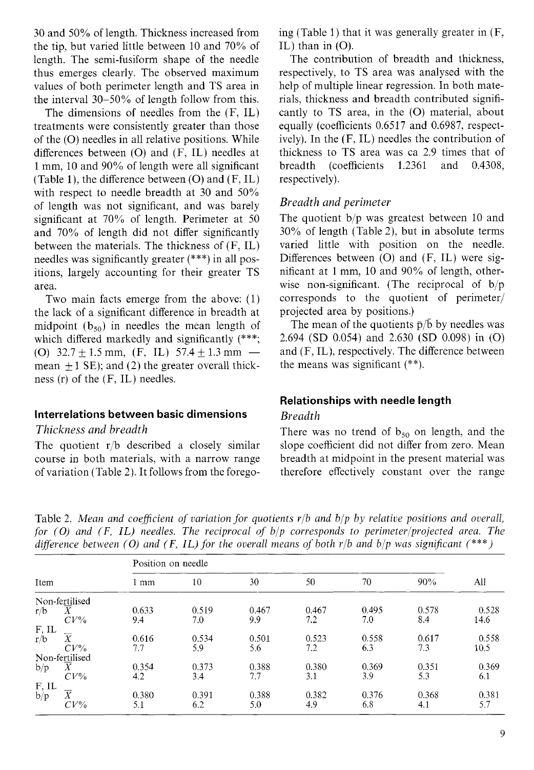30 and 50% of length. Thickness increased from the tip, but varied little between 10 and 70% of length. The semi-fusiform shape of the needle thus emerges clearly. The observed maximum values of both perimeter length and TS area in the interval 30–50% of length follow from this.

The dimensions of needles from the (F, IL) treatments were consistently greater than those of the (O) needles in all relative positions. While differences between (O) and (F, IL) needles at 1 mm, 10 and 90% of length were all significant (Table 1), the difference between (O) and (F, IL) with respect to needle breadth at 30 and 50% of length was not significant, and was barely significant at 70% of length. Perimeter at 50 and 70% of length did not differ significantly between the materials. The thickness of (F, IL) needles was significantly greater (***) in all positions, largely accounting for their greater TS area.

Two main facts emerge from the above: (1) the lack of a significant difference in breadth at midpoint ($b_{50}$) in needles the mean length of which differed markedly and significantly (***; (O) $32.7 \pm 1.5$ mm, (F, IL) $57.4 \pm 1.3$ mm — mean $\pm 1$ SE); and (2) the greater overall thickness (r) of the (F, IL) needles.

## Interrelations between basic dimensions

### *Thickness and breadth*

The quotient r/b described a closely similar course in both materials, with a narrow range of variation (Table 2). It follows from the foregoing (Table 1) that it was generally greater in (F, IL) than in (O).

The contribution of breadth and thickness, respectively, to TS area was analysed with the help of multiple linear regression. In both materials, thickness and breadth contributed significantly to TS area, in the (O) material, about equally (coefficients 0.6517 and 0.6987, respectively). In the (F, IL) needles the contribution of thickness to TS area was ca 2.9 times that of breadth (coefficients 1.2361 and 0.4308, respectively).

### *Breadth and perimeter*

The quotient b/p was greatest between 10 and 30% of length (Table 2), but in absolute terms varied little with position on the needle. Differences between (O) and (F, IL) were significant at 1 mm, 10 and 90% of length, otherwise non-significant. (The reciprocal of b/p corresponds to the quotient of perimeter/projected area by positions.)

The mean of the quotients $\bar{p}/\bar{b}$ by needles was 2.694 (SD 0.054) and 2.630 (SD 0.098) in (O) and (F, IL), respectively. The difference between the means was significant (**).

## Relationships with needle length

### *Breadth*

There was no trend of $b_{50}$ on length, and the slope coefficient did not differ from zero. Mean breadth at midpoint in the present material was therefore effectively constant over the range

Table 2. *Mean and coefficient of variation for quotients r/b and b/p by relative positions and overall, for (O) and (F, IL) needles. The reciprocal of b/p corresponds to perimeter/projected area. The difference between (O) and (F, IL) for the overall means of both r/b and b/p was significant (***)*

| Item | | Position on needle | | | | | | |
|---|---|---|---|---|---|---|---|---|
| | | 1 mm | 10 | 30 | 50 | 70 | 90% | All |
| Non-fertilised | | | | | | | | |
| r/b | $\bar{X}$ | 0.633 | 0.519 | 0.467 | 0.467 | 0.495 | 0.578 | 0.528 |
| | CV% | 9.4 | 7.0 | 9.9 | 7.2 | 7.0 | 8.4 | 14.6 |
| F, IL | | | | | | | | |
| r/b | $\bar{X}$ | 0.616 | 0.534 | 0.501 | 0.523 | 0.558 | 0.617 | 0.558 |
| | CV% | 7.7 | 5.9 | 5.6 | 7.2 | 6.3 | 7.3 | 10.5 |
| Non-fertilised | | | | | | | | |
| b/p | $\bar{X}$ | 0.354 | 0.373 | 0.388 | 0.380 | 0.369 | 0.351 | 0.369 |
| | CV% | 4.2 | 3.4 | 7.7 | 3.1 | 3.9 | 5.3 | 6.1 |
| F, IL | | | | | | | | |
| b/p | $\bar{X}$ | 0.380 | 0.391 | 0.388 | 0.382 | 0.376 | 0.368 | 0.381 |
| | CV% | 5.1 | 6.2 | 5.0 | 4.9 | 6.8 | 4.1 | 5.7 |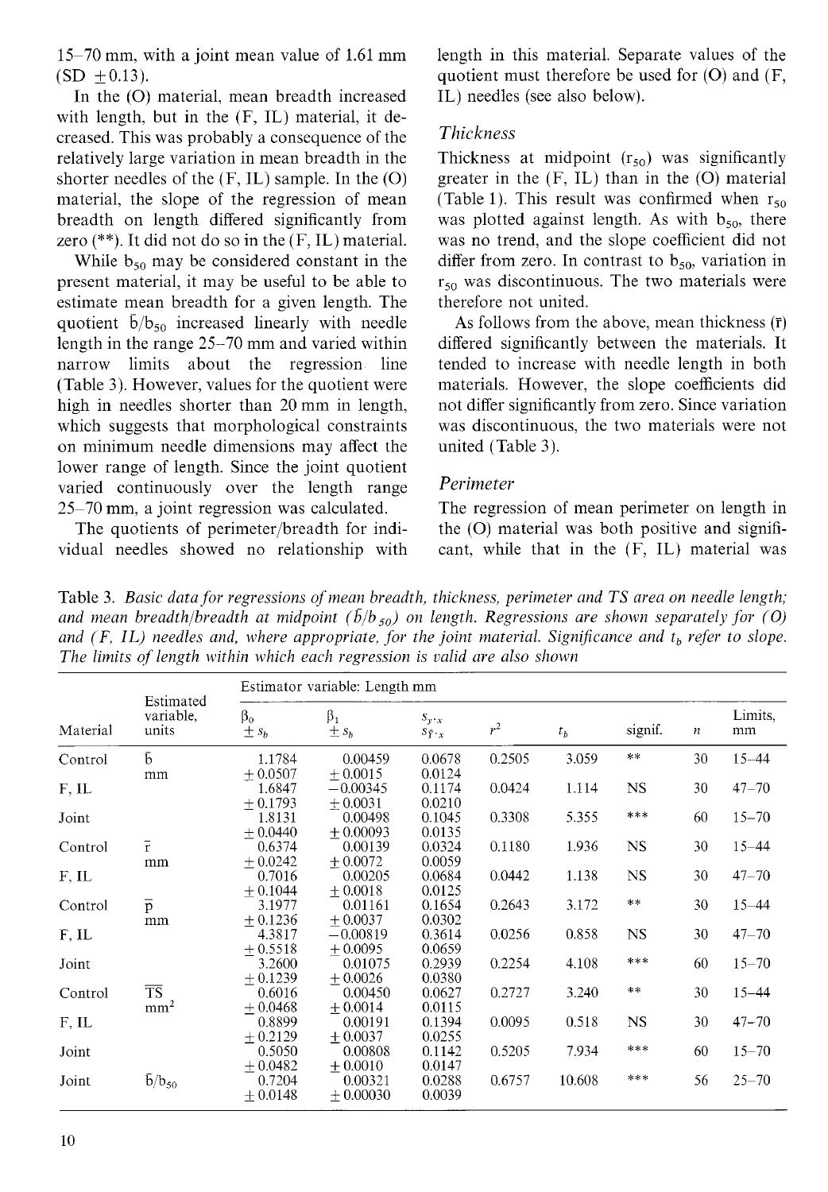15–70 mm, with a joint mean value of 1.61 mm (SD ±0.13).

In the (O) material, mean breadth increased with length, but in the (F, IL) material, it decreased. This was probably a consequence of the relatively large variation in mean breadth in the shorter needles of the (F, IL) sample. In the (O) material, the slope of the regression of mean breadth on length differed significantly from zero (**). It did not do so in the (F, IL) material.

While $b_{50}$ may be considered constant in the present material, it may be useful to be able to estimate mean breadth for a given length. The quotient $\bar{b}/b_{50}$ increased linearly with needle length in the range 25–70 mm and varied within narrow limits about the regression line (Table 3). However, values for the quotient were high in needles shorter than 20 mm in length, which suggests that morphological constraints on minimum needle dimensions may affect the lower range of length. Since the joint quotient varied continuously over the length range 25–70 mm, a joint regression was calculated.

The quotients of perimeter/breadth for individual needles showed no relationship with length in this material. Separate values of the quotient must therefore be used for (O) and (F, IL) needles (see also below).

### *Thickness*

Thickness at midpoint ($r_{50}$) was significantly greater in the (F, IL) than in the (O) material (Table 1). This result was confirmed when $r_{50}$ was plotted against length. As with $b_{50}$, there was no trend, and the slope coefficient did not differ from zero. In contrast to $b_{50}$, variation in $r_{50}$ was discontinuous. The two materials were therefore not united.

As follows from the above, mean thickness ($\bar{r}$) differed significantly between the materials. It tended to increase with needle length in both materials. However, the slope coefficients did not differ significantly from zero. Since variation was discontinuous, the two materials were not united (Table 3).

### *Perimeter*

The regression of mean perimeter on length in the (O) material was both positive and significant, while that in the (F, IL) material was

Table 3. *Basic data for regressions of mean breadth, thickness, perimeter and TS area on needle length; and mean breadth/breadth at midpoint ($\bar{b}/b_{50}$) on length. Regressions are shown separately for (O) and (F, IL) needles and, where appropriate, for the joint material. Significance and $t_b$ refer to slope. The limits of length within which each regression is valid are also shown*

| Material | Estimated variable, units | Estimator variable: Length mm | | | | | | | |
|---|---|---|---|---|---|---|---|---|---|
| | | $\beta_0$ $\pm s_b$ | $\beta_1$ $\pm s_b$ | $s_{y \cdot x}$ $s_{\bar{Y} \cdot x}$ | $r^2$ | $t_b$ | signif. | $n$ | Limits, mm |
| Control | $\bar{b}$ mm | 1.1784 ±0.0507 | 0.00459 ±0.0015 | 0.0678 0.0124 | 0.2505 | 3.059 | ** | 30 | 15–44 |
| F, IL | | 1.6847 ±0.1793 | −0.00345 ±0.0031 | 0.1174 0.0210 | 0.0424 | 1.114 | NS | 30 | 47–70 |
| Joint | | 1.8131 ±0.0440 | 0.00498 ±0.00093 | 0.1045 0.0135 | 0.3308 | 5.355 | *** | 60 | 15–70 |
| Control | $\bar{r}$ mm | 0.6374 ±0.0242 | 0.00139 ±0.0072 | 0.0324 0.0059 | 0.1180 | 1.936 | NS | 30 | 15–44 |
| F, IL | | 0.7016 ±0.1044 | 0.00205 ±0.0018 | 0.0684 0.0125 | 0.0442 | 1.138 | NS | 30 | 47–70 |
| Control | $\bar{p}$ mm | 3.1977 ±0.1236 | 0.01161 ±0.0037 | 0.1654 0.0302 | 0.2643 | 3.172 | ** | 30 | 15–44 |
| F, IL | | 4.3817 ±0.5518 | −0.00819 ±0.0095 | 0.3614 0.0659 | 0.0256 | 0.858 | NS | 30 | 47–70 |
| Joint | | 3.2600 ±0.1239 | 0.01075 ±0.0026 | 0.2939 0.0380 | 0.2254 | 4.108 | *** | 60 | 15–70 |
| Control | $\overline{TS}$ $mm^2$ | 0.6016 ±0.0468 | 0.00450 ±0.0014 | 0.0627 0.0115 | 0.2727 | 3.240 | ** | 30 | 15–44 |
| F, IL | | 0.8899 ±0.2129 | 0.00191 ±0.0037 | 0.1394 0.0255 | 0.0095 | 0.518 | NS | 30 | 47–70 |
| Joint | | 0.5050 ±0.0482 | 0.00808 ±0.0010 | 0.1142 0.0147 | 0.5205 | 7.934 | *** | 60 | 15–70 |
| Joint | $\bar{b}/b_{50}$ | 0.7204 ±0.0148 | 0.00321 ±0.00030 | 0.0288 0.0039 | 0.6757 | 10.608 | *** | 56 | 25–70 |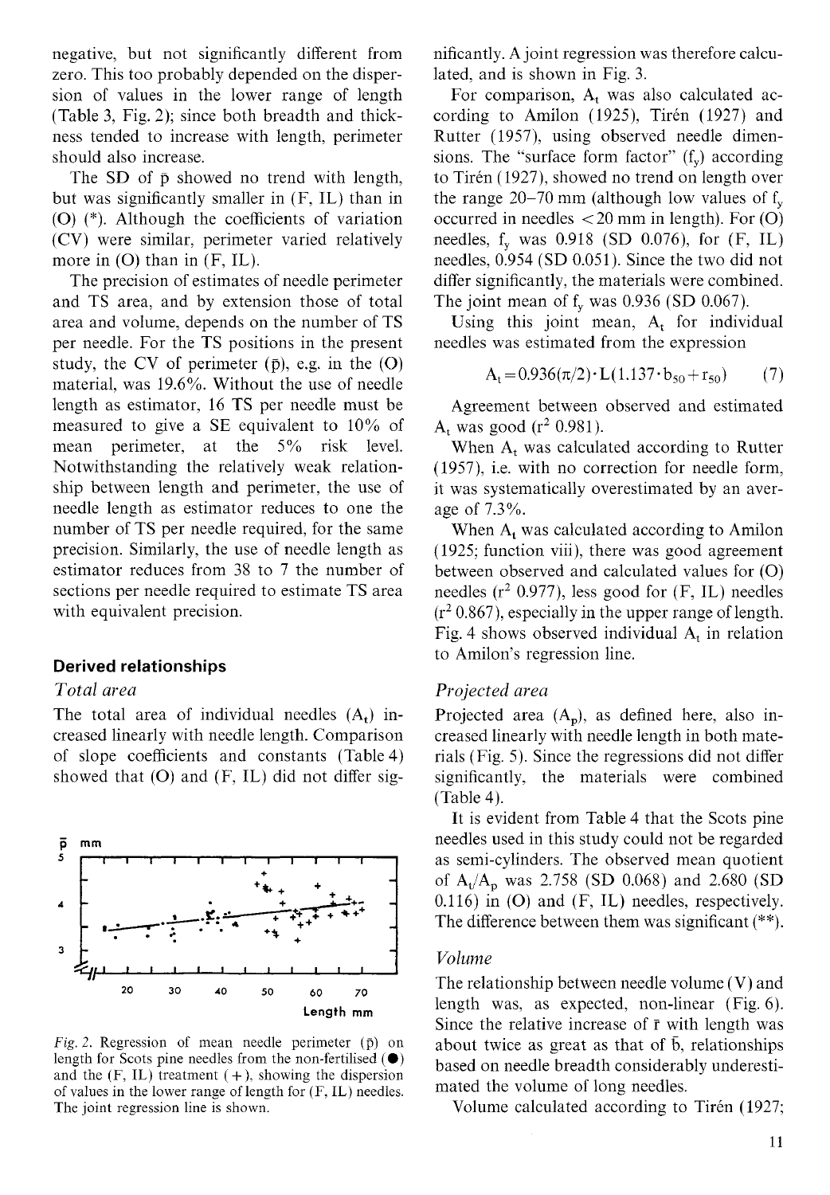negative, but not significantly different from zero. This too probably depended on the dispersion of values in the lower range of length (Table 3, Fig. 2); since both breadth and thickness tended to increase with length, perimeter should also increase.

The SD of $\bar{p}$ showed no trend with length, but was significantly smaller in (F, IL) than in (O) (*). Although the coefficients of variation (CV) were similar, perimeter varied relatively more in (O) than in (F, IL).

The precision of estimates of needle perimeter and TS area, and by extension those of total area and volume, depends on the number of TS per needle. For the TS positions in the present study, the CV of perimeter ($\bar{p}$), e.g. in the (O) material, was 19.6%. Without the use of needle length as estimator, 16 TS per needle must be measured to give a SE equivalent to 10% of mean perimeter, at the 5% risk level. Notwithstanding the relatively weak relationship between length and perimeter, the use of needle length as estimator reduces to one the number of TS per needle required, for the same precision. Similarly, the use of needle length as estimator reduces from 38 to 7 the number of sections per needle required to estimate TS area with equivalent precision.

## Derived relationships

### *Total area*

The total area of individual needles ($A_t$) increased linearly with needle length. Comparison of slope coefficients and constants (Table 4) showed that (O) and (F, IL) did not differ significantly. A joint regression was therefore calculated, and is shown in Fig. 3.

*Fig. 2.* Regression of mean needle perimeter ($\bar{p}$) on length for Scots pine needles from the non-fertilised (●) and the (F, IL) treatment (+), showing the dispersion of values in the lower range of length for (F, IL) needles. The joint regression line is shown.

For comparison, $A_t$ was also calculated according to Amilon (1925), Tirén (1927) and Rutter (1957), using observed needle dimensions. The "surface form factor" ($f_y$) according to Tirén (1927), showed no trend on length over the range 20–70 mm (although low values of $f_y$ occurred in needles <20 mm in length). For (O) needles, $f_y$ was 0.918 (SD 0.076), for (F, IL) needles, 0.954 (SD 0.051). Since the two did not differ significantly, the materials were combined. The joint mean of $f_y$ was 0.936 (SD 0.067).

Using this joint mean, $A_t$ for individual needles was estimated from the expression

$$A_t = 0.936(\pi/2) \cdot L(1.137 \cdot b_{50} + r_{50}) \quad (7)$$

Agreement between observed and estimated $A_t$ was good ($r^2$ 0.981).

When $A_t$ was calculated according to Rutter (1957), i.e. with no correction for needle form, it was systematically overestimated by an average of 7.3%.

When $A_t$ was calculated according to Amilon (1925; function viii), there was good agreement between observed and calculated values for (O) needles ($r^2$ 0.977), less good for (F, IL) needles ($r^2$ 0.867), especially in the upper range of length. Fig. 4 shows observed individual $A_t$ in relation to Amilon's regression line.

### *Projected area*

Projected area ($A_p$), as defined here, also increased linearly with needle length in both materials (Fig. 5). Since the regressions did not differ significantly, the materials were combined (Table 4).

It is evident from Table 4 that the Scots pine needles used in this study could not be regarded as semi-cylinders. The observed mean quotient of $A_t/A_p$ was 2.758 (SD 0.068) and 2.680 (SD 0.116) in (O) and (F, IL) needles, respectively. The difference between them was significant (**).

### *Volume*

The relationship between needle volume (V) and length was, as expected, non-linear (Fig. 6). Since the relative increase of $\bar{r}$ with length was about twice as great as that of $\bar{b}$, relationships based on needle breadth considerably underestimated the volume of long needles.

Volume calculated according to Tirén (1927;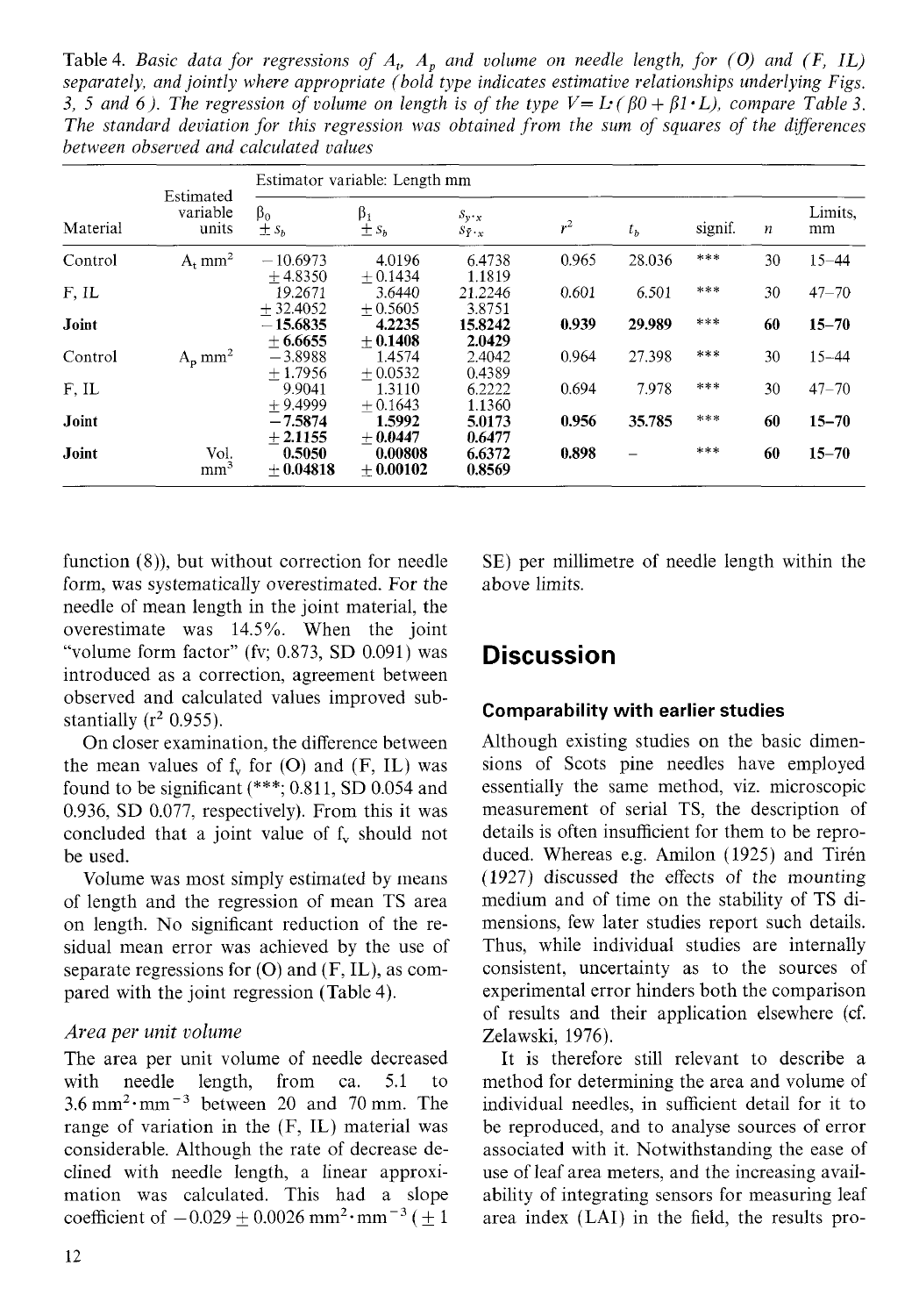Table 4. *Basic data for regressions of $A_t$, $A_p$ and volume on needle length, for (O) and (F, IL) separately, and jointly where appropriate (bold type indicates estimative relationships underlying Figs. 3, 5 and 6). The regression of volume on length is of the type $V = L \cdot (\beta 0 + \beta 1 \cdot L)$, compare Table 3. The standard deviation for this regression was obtained from the sum of squares of the differences between observed and calculated values*

| Material | Estimated variable units | Estimator variable: Length mm | | | | | | | |
|---|---|---|---|---|---|---|---|---|---|
| | | $\beta_0$ $\pm s_b$ | $\beta_1$ $\pm s_b$ | $s_{y \cdot x}$ $s_{\bar{y} \cdot x}$ | $r^2$ | $t_b$ | signif. | $n$ | Limits, mm |
| Control | $A_t$ mm$^2$ | −10.6973 ±4.8350 | 4.0196 ±0.1434 | 6.4738 1.1819 | 0.965 | 28.036 | *** | 30 | 15–44 |
| F, IL | | 19.2671 ±32.4052 | 3.6440 ±0.5605 | 21.2246 3.8751 | 0.601 | 6.501 | *** | 30 | 47–70 |
| **Joint** | | **−15.6835 ±6.6655** | **4.2235 ±0.1408** | **15.8242 2.0429** | **0.939** | **29.989** | *** | **60** | **15–70** |
| Control | $A_p$ mm$^2$ | −3.8988 ±1.7956 | 1.4574 ±0.0532 | 2.4042 0.4389 | 0.964 | 27.398 | *** | 30 | 15–44 |
| F, IL | | 9.9041 ±9.4999 | 1.3110 ±0.1643 | 6.2222 1.1360 | 0.694 | 7.978 | *** | 30 | 47–70 |
| **Joint** | | **−7.5874 ±2.1155** | **1.5992 ±0.0447** | **5.0173 0.6477** | **0.956** | **35.785** | *** | **60** | **15–70** |
| **Joint** | Vol, mm$^3$ | **0.5050 ±0.04818** | **0.00808 ±0.00102** | **6.6372 0.8569** | **0.898** | – | *** | **60** | **15–70** |

function (8)), but without correction for needle form, was systematically overestimated. For the needle of mean length in the joint material, the overestimate was 14.5%. When the joint "volume form factor" (fv; 0.873, SD 0.091) was introduced as a correction, agreement between observed and calculated values improved substantially ($r^2$ 0.955).

On closer examination, the difference between the mean values of $f_v$ for (O) and (F, IL) was found to be significant (***; 0.811, SD 0.054 and 0.936, SD 0.077, respectively). From this it was concluded that a joint value of $f_v$ should not be used.

Volume was most simply estimated by means of length and the regression of mean TS area on length. No significant reduction of the residual mean error was achieved by the use of separate regressions for (O) and (F, IL), as compared with the joint regression (Table 4).

### *Area per unit volume*

The area per unit volume of needle decreased with needle length, from ca. 5.1 to 3.6 mm$^2 \cdot$mm$^{-3}$ between 20 and 70 mm. The range of variation in the (F, IL) material was considerable. Although the rate of decrease declined with needle length, a linear approximation was calculated. This had a slope coefficient of $-0.029 \pm 0.0026$ mm$^2 \cdot$mm$^{-3}$ ($\pm 1$ SE) per millimetre of needle length within the above limits.

## Discussion

### Comparability with earlier studies

Although existing studies on the basic dimensions of Scots pine needles have employed essentially the same method, viz. microscopic measurement of serial TS, the description of details is often insufficient for them to be reproduced. Whereas e.g. Amilon (1925) and Tirén (1927) discussed the effects of the mounting medium and of time on the stability of TS dimensions, few later studies report such details. Thus, while individual studies are internally consistent, uncertainty as to the sources of experimental error hinders both the comparison of results and their application elsewhere (cf. Zelawski, 1976).

It is therefore still relevant to describe a method for determining the area and volume of individual needles, in sufficient detail for it to be reproduced, and to analyse sources of error associated with it. Notwithstanding the ease of use of leaf area meters, and the increasing availability of integrating sensors for measuring leaf area index (LAI) in the field, the results pro-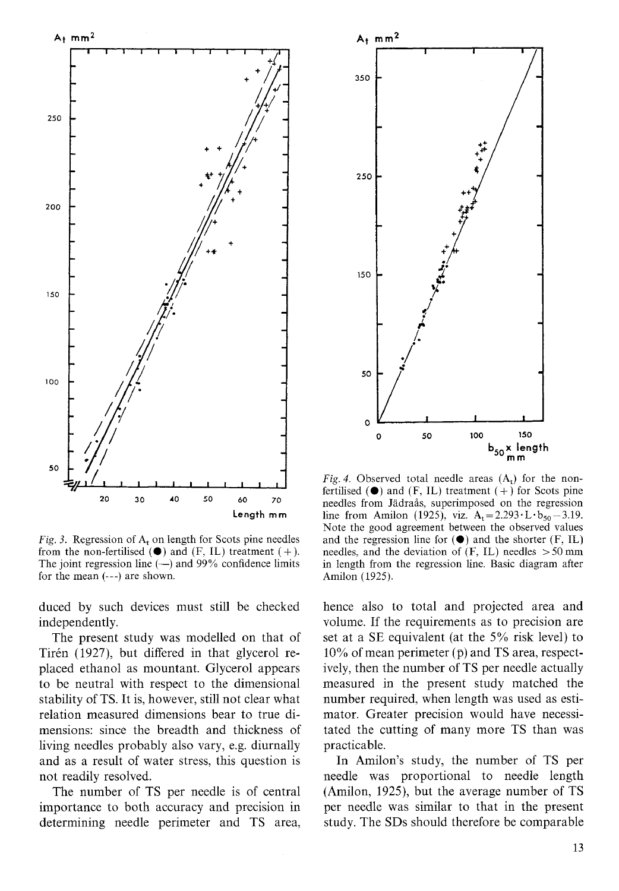*Fig. 3.* Regression of $A_t$ on length for Scots pine needles from the non-fertilised (●) and (F, IL) treatment (+). The joint regression line (—) and 99% confidence limits for the mean (---) are shown.

*Fig. 4.* Observed total needle areas ($A_t$) for the non-fertilised (●) and (F, IL) treatment (+) for Scots pine needles from Jädraås, superimposed on the regression line from Amilon (1925), viz. $A_t = 2.293 \cdot L \cdot b_{50} - 3.19$. Note the good agreement between the observed values and the regression line for (●) and the shorter (F, IL) needles, and the deviation of (F, IL) needles >50 mm in length from the regression line. Basic diagram after Amilon (1925).

duced by such devices must still be checked independently.

The present study was modelled on that of Tirén (1927), but differed in that glycerol replaced ethanol as mountant. Glycerol appears to be neutral with respect to the dimensional stability of TS. It is, however, still not clear what relation measured dimensions bear to true dimensions: since the breadth and thickness of living needles probably also vary, e.g. diurnally and as a result of water stress, this question is not readily resolved.

The number of TS per needle is of central importance to both accuracy and precision in determining needle perimeter and TS area, hence also to total and projected area and volume. If the requirements as to precision are set at a SE equivalent (at the 5% risk level) to 10% of mean perimeter ($\bar{p}$) and TS area, respectively, then the number of TS per needle actually measured in the present study matched the number required, when length was used as estimator. Greater precision would have necessitated the cutting of many more TS than was practicable.

In Amilon's study, the number of TS per needle was proportional to needle length (Amilon, 1925), but the average number of TS per needle was similar to that in the present study. The SDs should therefore be comparable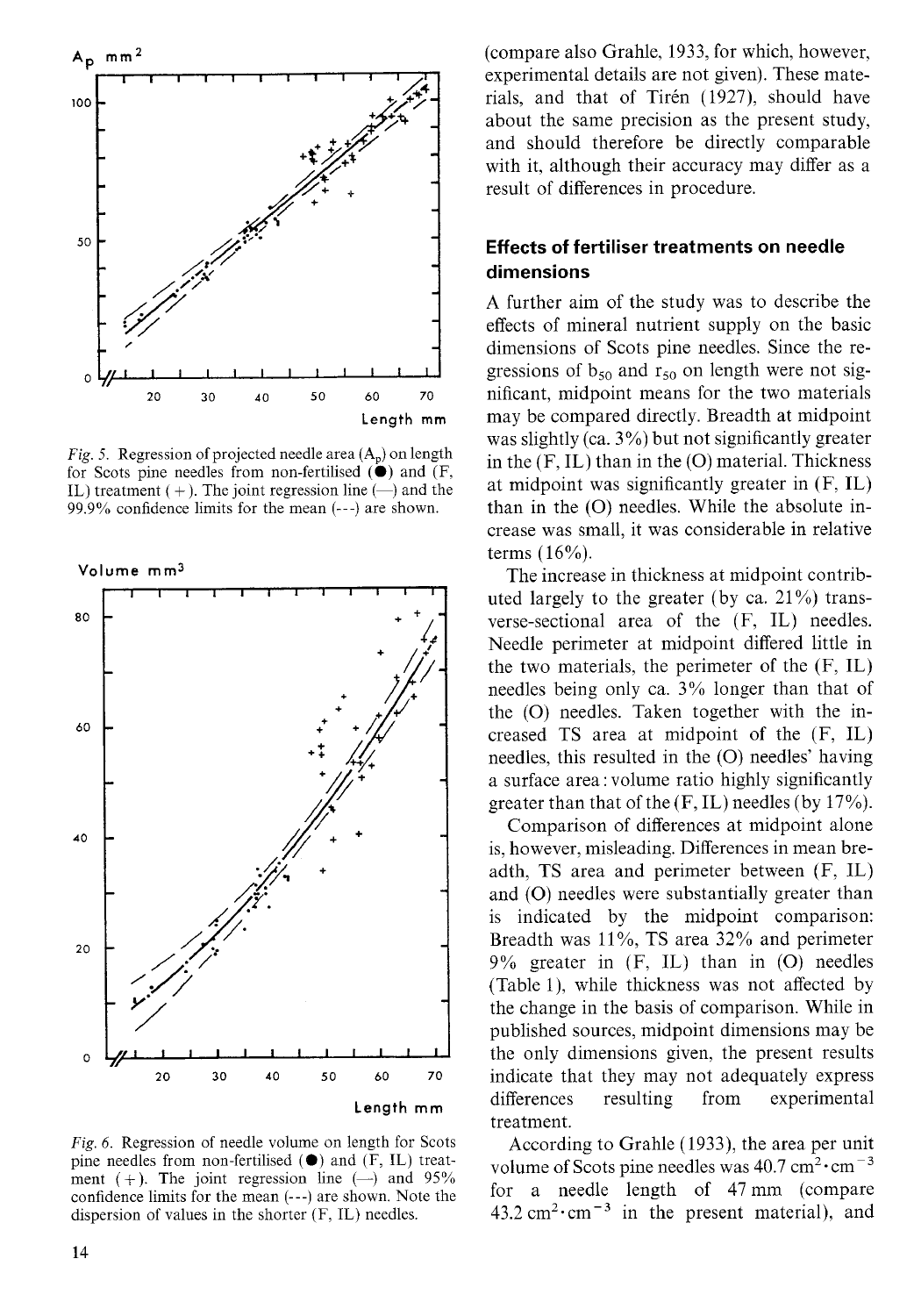Fig. 5. Regression of projected needle area ($A_p$) on length for Scots pine needles from non-fertilised (●) and (F, IL) treatment (+). The joint regression line (—) and the 99.9% confidence limits for the mean (---) are shown.

Fig. 6. Regression of needle volume on length for Scots pine needles from non-fertilised (●) and (F, IL) treatment (+). The joint regression line (—) and 95% confidence limits for the mean (---) are shown. Note the dispersion of values in the shorter (F, IL) needles.

(compare also Grahle, 1933, for which, however, experimental details are not given). These materials, and that of Tirén (1927), should have about the same precision as the present study, and should therefore be directly comparable with it, although their accuracy may differ as a result of differences in procedure.

## Effects of fertiliser treatments on needle dimensions

A further aim of the study was to describe the effects of mineral nutrient supply on the basic dimensions of Scots pine needles. Since the regressions of $b_{50}$ and $r_{50}$ on length were not significant, midpoint means for the two materials may be compared directly. Breadth at midpoint was slightly (ca. 3%) but not significantly greater in the (F, IL) than in the (O) material. Thickness at midpoint was significantly greater in (F, IL) than in the (O) needles. While the absolute increase was small, it was considerable in relative terms (16%).

The increase in thickness at midpoint contributed largely to the greater (by ca. 21%) transverse-sectional area of the (F, IL) needles. Needle perimeter at midpoint differed little in the two materials, the perimeter of the (F, IL) needles being only ca. 3% longer than that of the (O) needles. Taken together with the increased TS area at midpoint of the (F, IL) needles, this resulted in the (O) needles' having a surface area : volume ratio highly significantly greater than that of the (F, IL) needles (by 17%).

Comparison of differences at midpoint alone is, however, misleading. Differences in mean breadth, TS area and perimeter between (F, IL) and (O) needles were substantially greater than is indicated by the midpoint comparison: Breadth was 11%, TS area 32% and perimeter 9% greater in (F, IL) than in (O) needles (Table 1), while thickness was not affected by the change in the basis of comparison. While in published sources, midpoint dimensions may be the only dimensions given, the present results indicate that they may not adequately express differences resulting from experimental treatment.

According to Grahle (1933), the area per unit volume of Scots pine needles was 40.7 $cm^2 \cdot cm^{-3}$ for a needle length of 47 mm (compare 43.2 $cm^2 \cdot cm^{-3}$ in the present material), and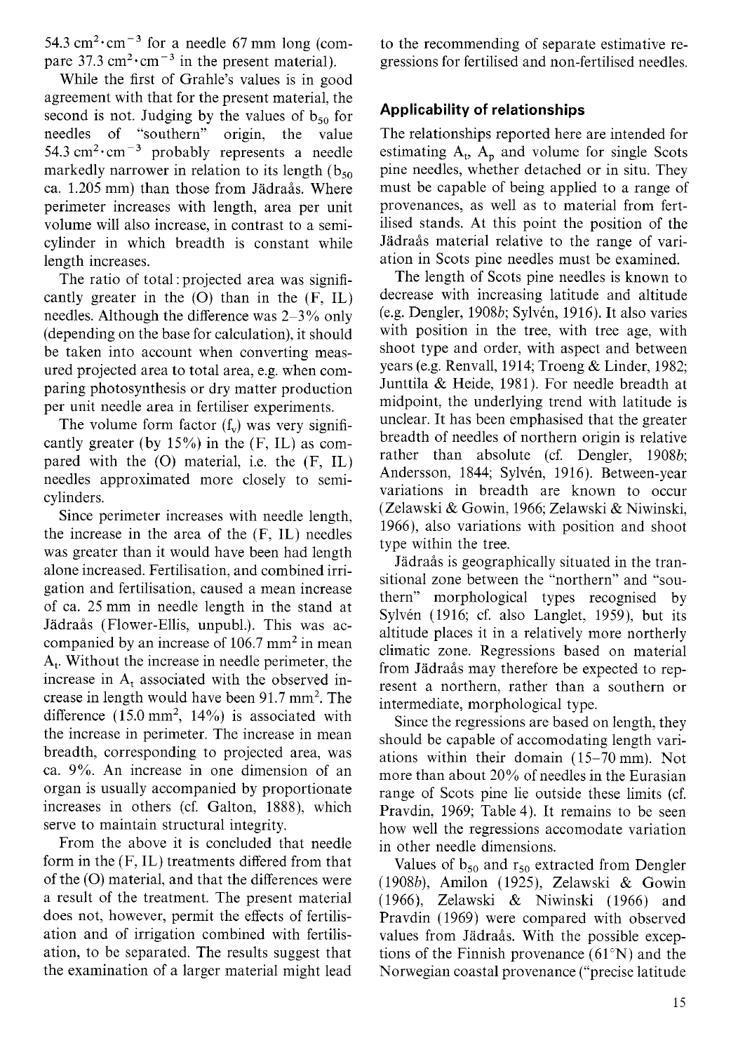$54.3\ cm^2 \cdot cm^{-3}$ for a needle 67 mm long (compare $37.3\ cm^2 \cdot cm^{-3}$ in the present material).

While the first of Grahle's values is in good agreement with that for the present material, the second is not. Judging by the values of $b_{50}$ for needles of "southern" origin, the value $54.3\ cm^2 \cdot cm^{-3}$ probably represents a needle markedly narrower in relation to its length ($b_{50}$ ca. 1.205 mm) than those from Jädraås. Where perimeter increases with length, area per unit volume will also increase, in contrast to a semicylinder in which breadth is constant while length increases.

The ratio of total : projected area was significantly greater in the (O) than in the (F, IL) needles. Although the difference was 2–3% only (depending on the base for calculation), it should be taken into account when converting measured projected area to total area, e.g. when comparing photosynthesis or dry matter production per unit needle area in fertiliser experiments.

The volume form factor ($f_v$) was very significantly greater (by 15%) in the (F, IL) as compared with the (O) material, i.e. the (F, IL) needles approximated more closely to semicylinders.

Since perimeter increases with needle length, the increase in the area of the (F, IL) needles was greater than it would have been had length alone increased. Fertilisation, and combined irrigation and fertilisation, caused a mean increase of ca. 25 mm in needle length in the stand at Jädraås (Flower-Ellis, unpubl.). This was accompanied by an increase of $106.7\ mm^2$ in mean $A_t$. Without the increase in needle perimeter, the increase in $A_t$ associated with the observed increase in length would have been $91.7\ mm^2$. The difference ($15.0\ mm^2$, 14%) is associated with the increase in perimeter. The increase in mean breadth, corresponding to projected area, was ca. 9%. An increase in one dimension of an organ is usually accompanied by proportionate increases in others (cf. Galton, 1888), which serve to maintain structural integrity.

From the above it is concluded that needle form in the (F, IL) treatments differed from that of the (O) material, and that the differences were a result of the treatment. The present material does not, however, permit the effects of fertilisation and of irrigation combined with fertilisation, to be separated. The results suggest that the examination of a larger material might lead to the recommending of separate estimative regressions for fertilised and non-fertilised needles.

## Applicability of relationships

The relationships reported here are intended for estimating $A_t$, $A_p$ and volume for single Scots pine needles, whether detached or in situ. They must be capable of being applied to a range of provenances, as well as to material from fertilised stands. At this point the position of the Jädraås material relative to the range of variation in Scots pine needles must be examined.

The length of Scots pine needles is known to decrease with increasing latitude and altitude (e.g. Dengler, 1908*b*; Sylvén, 1916). It also varies with position in the tree, with tree age, with shoot type and order, with aspect and between years (e.g. Renvall, 1914; Troeng & Linder, 1982; Junttila & Heide, 1981). For needle breadth at midpoint, the underlying trend with latitude is unclear. It has been emphasised that the greater breadth of needles of northern origin is relative rather than absolute (cf. Dengler, 1908*b*; Andersson, 1844; Sylvén, 1916). Between-year variations in breadth are known to occur (Zelawski & Gowin, 1966; Zelawski & Niwinski, 1966), also variations with position and shoot type within the tree.

Jädraås is geographically situated in the transitional zone between the "northern" and "southern" morphological types recognised by Sylvén (1916; cf. also Langlet, 1959), but its altitude places it in a relatively more northerly climatic zone. Regressions based on material from Jädraås may therefore be expected to represent a northern, rather than a southern or intermediate, morphological type.

Since the regressions are based on length, they should be capable of accomodating length variations within their domain (15–70 mm). Not more than about 20% of needles in the Eurasian range of Scots pine lie outside these limits (cf. Pravdin, 1969; Table 4). It remains to be seen how well the regressions accomodate variation in other needle dimensions.

Values of $b_{50}$ and $r_{50}$ extracted from Dengler (1908*b*), Amilon (1925), Zelawski & Gowin (1966), Zelawski & Niwinski (1966) and Pravdin (1969) were compared with observed values from Jädraås. With the possible exceptions of the Finnish provenance (61°N) and the Norwegian coastal provenance ("precise latitude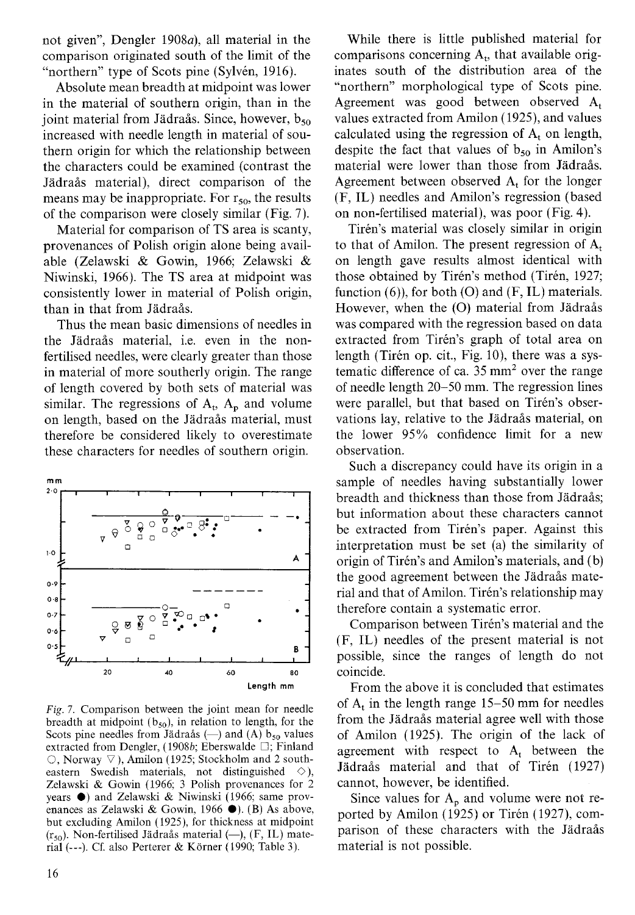not given", Dengler 1908*a*), all material in the comparison originated south of the limit of the "northern" type of Scots pine (Sylvén, 1916).

Absolute mean breadth at midpoint was lower in the material of southern origin, than in the joint material from Jädraås. Since, however, $b_{50}$ increased with needle length in material of southern origin for which the relationship between the characters could be examined (contrast the Jädraås material), direct comparison of the means may be inappropriate. For $r_{50}$, the results of the comparison were closely similar (Fig. 7).

Material for comparison of TS area is scanty, provenances of Polish origin alone being available (Zelawski & Gowin, 1966; Zelawski & Niwinski, 1966). The TS area at midpoint was consistently lower in material of Polish origin, than in that from Jädraås.

Thus the mean basic dimensions of needles in the Jädraås material, i.e. even in the non-fertilised needles, were clearly greater than those in material of more southerly origin. The range of length covered by both sets of material was similar. The regressions of $A_t$, $A_p$ and volume on length, based on the Jädraås material, must therefore be considered likely to overestimate these characters for needles of southern origin.

*Fig. 7.* Comparison between the joint mean for needle breadth at midpoint ($b_{50}$), in relation to length, for the Scots pine needles from Jädraås (—) and (A) $b_{50}$ values extracted from Dengler, (1908*b*; Eberswalde □; Finland ○, Norway ▽), Amilon (1925; Stockholm and 2 south-eastern Swedish materials, not distinguished ◇), Zelawski & Gowin (1966; 3 Polish provenances for 2 years ●) and Zelawski & Niwinski (1966; same provenances as Zelawski & Gowin, 1966 ●). (B) As above, but excluding Amilon (1925), for thickness at midpoint ($r_{50}$). Non-fertilised Jädraås material (—), (F, IL) material (---). Cf. also Perterer & Körner (1990; Table 3).

While there is little published material for comparisons concerning $A_t$, that available originates south of the distribution area of the "northern" morphological type of Scots pine. Agreement was good between observed $A_t$ values extracted from Amilon (1925), and values calculated using the regression of $A_t$ on length, despite the fact that values of $b_{50}$ in Amilon's material were lower than those from Jädraås. Agreement between observed $A_t$ for the longer (F, IL) needles and Amilon's regression (based on non-fertilised material), was poor (Fig. 4).

Tirén's material was closely similar in origin to that of Amilon. The present regression of $A_t$ on length gave results almost identical with those obtained by Tirén's method (Tirén, 1927; function (6)), for both (O) and (F, IL) materials. However, when the (O) material from Jädraås was compared with the regression based on data extracted from Tirén's graph of total area on length (Tirén op. cit., Fig. 10), there was a systematic difference of ca. 35 mm$^2$ over the range of needle length 20–50 mm. The regression lines were parallel, but that based on Tirén's observations lay, relative to the Jädraås material, on the lower 95% confidence limit for a new observation.

Such a discrepancy could have its origin in a sample of needles having substantially lower breadth and thickness than those from Jädraås; but information about these characters cannot be extracted from Tirén's paper. Against this interpretation must be set (a) the similarity of origin of Tirén's and Amilon's materials, and (b) the good agreement between the Jädraås material and that of Amilon. Tirén's relationship may therefore contain a systematic error.

Comparison between Tirén's material and the (F, IL) needles of the present material is not possible, since the ranges of length do not coincide.

From the above it is concluded that estimates of $A_t$ in the length range 15–50 mm for needles from the Jädraås material agree well with those of Amilon (1925). The origin of the lack of agreement with respect to $A_t$ between the Jädraås material and that of Tirén (1927) cannot, however, be identified.

Since values for $A_p$ and volume were not reported by Amilon (1925) or Tirén (1927), comparison of these characters with the Jädraås material is not possible.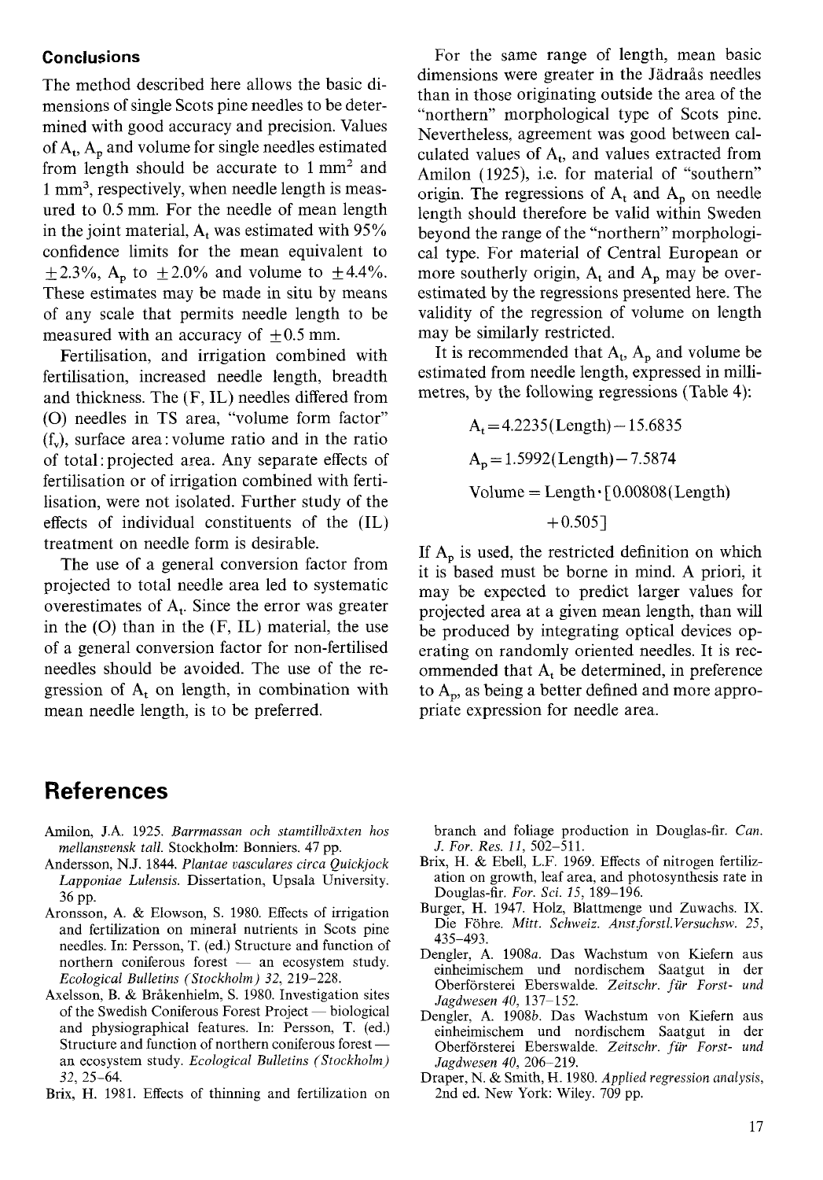## Conclusions

The method described here allows the basic dimensions of single Scots pine needles to be determined with good accuracy and precision. Values of $A_t$, $A_p$ and volume for single needles estimated from length should be accurate to 1 $mm^2$ and 1 $mm^3$, respectively, when needle length is measured to 0.5 mm. For the needle of mean length in the joint material, $A_t$ was estimated with 95% confidence limits for the mean equivalent to $\pm 2.3\%$, $A_p$ to $\pm 2.0\%$ and volume to $\pm 4.4\%$. These estimates may be made in situ by means of any scale that permits needle length to be measured with an accuracy of $\pm 0.5$ mm.

Fertilisation, and irrigation combined with fertilisation, increased needle length, breadth and thickness. The (F, IL) needles differed from (O) needles in TS area, "volume form factor" ($f_v$), surface area : volume ratio and in the ratio of total : projected area. Any separate effects of fertilisation or of irrigation combined with fertilisation, were not isolated. Further study of the effects of individual constituents of the (IL) treatment on needle form is desirable.

The use of a general conversion factor from projected to total needle area led to systematic overestimates of $A_t$. Since the error was greater in the (O) than in the (F, IL) material, the use of a general conversion factor for non-fertilised needles should be avoided. The use of the regression of $A_t$ on length, in combination with mean needle length, is to be preferred.

For the same range of length, mean basic dimensions were greater in the Jädraås needles than in those originating outside the area of the "northern" morphological type of Scots pine. Nevertheless, agreement was good between calculated values of $A_t$, and values extracted from Amilon (1925), i.e. for material of "southern" origin. The regressions of $A_t$ and $A_p$ on needle length should therefore be valid within Sweden beyond the range of the "northern" morphological type. For material of Central European or more southerly origin, $A_t$ and $A_p$ may be overestimated by the regressions presented here. The validity of the regression of volume on length may be similarly restricted.

It is recommended that $A_t$, $A_p$ and volume be estimated from needle length, expressed in millimetres, by the following regressions (Table 4):

$$A_t = 4.2235(\text{Length}) - 15.6835$$

$$A_p = 1.5992(\text{Length}) - 7.5874$$

$$\text{Volume} = \text{Length} \cdot [0.00808(\text{Length}) + 0.505]$$

If $A_p$ is used, the restricted definition on which it is based must be borne in mind. A priori, it may be expected to predict larger values for projected area at a given mean length, than will be produced by integrating optical devices operating on randomly oriented needles. It is recommended that $A_t$ be determined, in preference to $A_p$, as being a better defined and more appropriate expression for needle area.

# References

Amilon, J.A. 1925. *Barrmassan och stamtillväxten hos mellansvensk tall.* Stockholm: Bonniers. 47 pp.

Andersson, N.J. 1844. *Plantae vasculares circa Quickjock Lapponiae Lulensis.* Dissertation, Upsala University. 36 pp.

Aronsson, A. & Elowson, S. 1980. Effects of irrigation and fertilization on mineral nutrients in Scots pine needles. In: Persson, T. (ed.) Structure and function of northern coniferous forest — an ecosystem study. *Ecological Bulletins (Stockholm) 32*, 219–228.

Axelsson, B. & Bråkenhielm, S. 1980. Investigation sites of the Swedish Coniferous Forest Project — biological and physiographical features. In: Persson, T. (ed.) Structure and function of northern coniferous forest — an ecosystem study. *Ecological Bulletins (Stockholm) 32*, 25–64.

Brix, H. 1981. Effects of thinning and fertilization on branch and foliage production in Douglas-fir. *Can. J. For. Res. 11*, 502–511.

Brix, H. & Ebell, L.F. 1969. Effects of nitrogen fertilization on growth, leaf area, and photosynthesis rate in Douglas-fir. *For. Sci. 15*, 189–196.

Burger, H. 1947. Holz, Blattmenge und Zuwachs. IX. Die Föhre. *Mitt. Schweiz. Anst.forstl.Versuchsw. 25*, 435–493.

Dengler, A. 1908*a*. Das Wachstum von Kiefern aus einheimischem und nordischem Saatgut in der Oberförsterei Eberswalde. *Zeitschr. für Forst- und Jagdwesen 40*, 137–152.

Dengler, A. 1908*b*. Das Wachstum von Kiefern aus einheimischem und nordischem Saatgut in der Oberförsterei Eberswalde. *Zeitschr. für Forst- und Jagdwesen 40*, 206–219.

Draper, N. & Smith, H. 1980. *Applied regression analysis*, 2nd ed. New York: Wiley. 709 pp.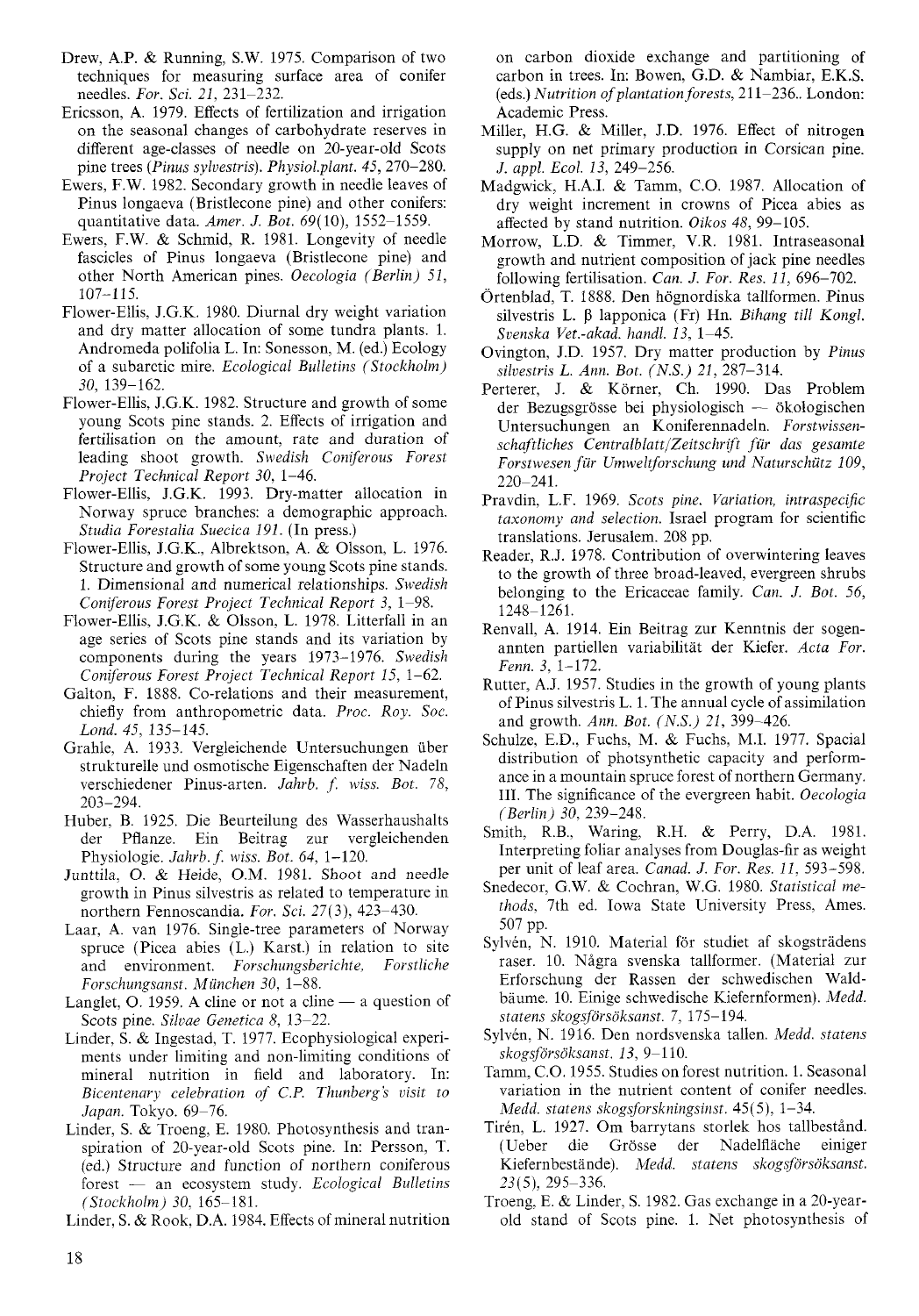Drew, A.P. & Running, S.W. 1975. Comparison of two techniques for measuring surface area of conifer needles. *For. Sci. 21*, 231–232.

Ericsson, A. 1979. Effects of fertilization and irrigation on the seasonal changes of carbohydrate reserves in different age-classes of needle on 20-year-old Scots pine trees (*Pinus sylvestris*). *Physiol.plant. 45*, 270–280.

Ewers, F.W. 1982. Secondary growth in needle leaves of Pinus longaeva (Bristlecone pine) and other conifers: quantitative data. *Amer. J. Bot. 69*(10), 1552–1559.

Ewers, F.W. & Schmid, R. 1981. Longevity of needle fascicles of Pinus longaeva (Bristlecone pine) and other North American pines. *Oecologia (Berlin) 51*, 107–115.

Flower-Ellis, J.G.K. 1980. Diurnal dry weight variation and dry matter allocation of some tundra plants. 1. Andromeda polifolia L. In: Sonesson, M. (ed.) Ecology of a subarctic mire. *Ecological Bulletins (Stockholm) 30*, 139–162.

Flower-Ellis, J.G.K. 1982. Structure and growth of some young Scots pine stands. 2. Effects of irrigation and fertilisation on the amount, rate and duration of leading shoot growth. *Swedish Coniferous Forest Project Technical Report 30*, 1–46.

Flower-Ellis, J.G.K. 1993. Dry-matter allocation in Norway spruce branches: a demographic approach. *Studia Forestalia Suecica 191*. (In press.)

Flower-Ellis, J.G.K., Albrektson, A. & Olsson, L. 1976. Structure and growth of some young Scots pine stands. 1. Dimensional and numerical relationships. *Swedish Coniferous Forest Project Technical Report 3*, 1–98.

Flower-Ellis, J.G.K. & Olsson, L. 1978. Litterfall in an age series of Scots pine stands and its variation by components during the years 1973–1976. *Swedish Coniferous Forest Project Technical Report 15*, 1–62.

Galton, F. 1888. Co-relations and their measurement, chiefly from anthropometric data. *Proc. Roy. Soc. Lond. 45*, 135–145.

Grahle, A. 1933. Vergleichende Untersuchungen über strukturelle und osmotische Eigenschaften der Nadeln verschiedener Pinus-arten. *Jahrb. f. wiss. Bot. 78*, 203–294.

Huber, B. 1925. Die Beurteilung des Wasserhaushalts der Pflanze. Ein Beitrag zur vergleichenden Physiologie. *Jahrb. f. wiss. Bot. 64*, 1–120.

Junttila, O. & Heide, O.M. 1981. Shoot and needle growth in Pinus silvestris as related to temperature in northern Fennoscandia. *For. Sci. 27*(3), 423–430.

Laar, A. van 1976. Single-tree parameters of Norway spruce (Picea abies (L.) Karst.) in relation to site and environment. *Forschungsberichte, Forstliche Forschungsanst. München 30*, 1–88.

Langlet, O. 1959. A cline or not a cline — a question of Scots pine. *Silvae Genetica 8*, 13–22.

Linder, S. & Ingestad, T. 1977. Ecophysiological experiments under limiting and non-limiting conditions of mineral nutrition in field and laboratory. In: *Bicentenary celebration of C.P. Thunberg's visit to Japan*. Tokyo. 69–76.

Linder, S. & Troeng, E. 1980. Photosynthesis and transpiration of 20-year-old Scots pine. In: Persson, T. (ed.) Structure and function of northern coniferous forest — an ecosystem study. *Ecological Bulletins (Stockholm) 30*, 165–181.

Linder, S. & Rook, D.A. 1984. Effects of mineral nutrition on carbon dioxide exchange and partitioning of carbon in trees. In: Bowen, G.D. & Nambiar, E.K.S. (eds.) *Nutrition of plantation forests*, 211–236.. London: Academic Press.

Miller, H.G. & Miller, J.D. 1976. Effect of nitrogen supply on net primary production in Corsican pine. *J. appl. Ecol. 13*, 249–256.

Madgwick, H.A.I. & Tamm, C.O. 1987. Allocation of dry weight increment in crowns of Picea abies as affected by stand nutrition. *Oikos 48*, 99–105.

Morrow, L.D. & Timmer, V.R. 1981. Intraseasonal growth and nutrient composition of jack pine needles following fertilisation. *Can. J. For. Res. 11*, 696–702.

Örtenblad, T. 1888. Den högnordiska tallformen. Pinus silvestris L. β lapponica (Fr) Hn. *Bihang till Kongl. Svenska Vet.-akad. handl. 13*, 1–45.

Ovington, J.D. 1957. Dry matter production by *Pinus silvestris L. Ann. Bot. (N.S.) 21*, 287–314.

Perterer, J. & Körner, Ch. 1990. Das Problem der Bezugsgrösse bei physiologisch — ökologischen Untersuchungen an Koniferennadeln. *Forstwissenschaftliches Centralblatt/Zeitschrift für das gesamte Forstwesen für Umweltforschung und Naturschütz 109*, 220–241.

Pravdin, L.F. 1969. *Scots pine. Variation, intraspecific taxonomy and selection.* Israel program for scientific translations. Jerusalem. 208 pp.

Reader, R.J. 1978. Contribution of overwintering leaves to the growth of three broad-leaved, evergreen shrubs belonging to the Ericaceae family. *Can. J. Bot. 56*, 1248–1261.

Renvall, A. 1914. Ein Beitrag zur Kenntnis der sogenannten partiellen variabilität der Kiefer. *Acta For. Fenn. 3*, 1–172.

Rutter, A.J. 1957. Studies in the growth of young plants of Pinus silvestris L. 1. The annual cycle of assimilation and growth. *Ann. Bot. (N.S.) 21*, 399–426.

Schulze, E.D., Fuchs, M. & Fuchs, M.I. 1977. Spacial distribution of photsynthetic capacity and performance in a mountain spruce forest of northern Germany. III. The significance of the evergreen habit. *Oecologia (Berlin) 30*, 239–248.

Smith, R.B., Waring, R.H. & Perry, D.A. 1981. Interpreting foliar analyses from Douglas-fir as weight per unit of leaf area. *Canad. J. For. Res. 11*, 593–598.

Snedecor, G.W. & Cochran, W.G. 1980. *Statistical methods*, 7th ed. Iowa State University Press, Ames. 507 pp.

Sylvén, N. 1910. Material för studiet af skogsträdens raser. 10. Några svenska tallformer. (Material zur Erforschung der Rassen der schwedischen Waldbäume. 10. Einige schwedische Kiefernformen). *Medd. statens skogsförsöksanst. 7*, 175–194.

Sylvén, N. 1916. Den nordsvenska tallen. *Medd. statens skogsförsöksanst. 13*, 9–110.

Tamm, C.O. 1955. Studies on forest nutrition. 1. Seasonal variation in the nutrient content of conifer needles. *Medd. statens skogsforskningsinst.* 45(5), 1–34.

Tirén, L. 1927. Om barrytans storlek hos tallbestånd. (Ueber die Grösse der Nadelfläche einiger Kiefernbestände). *Medd. statens skogsförsöksanst. 23*(5), 295–336.

Troeng, E. & Linder, S. 1982. Gas exchange in a 20-year-old stand of Scots pine. 1. Net photosynthesis of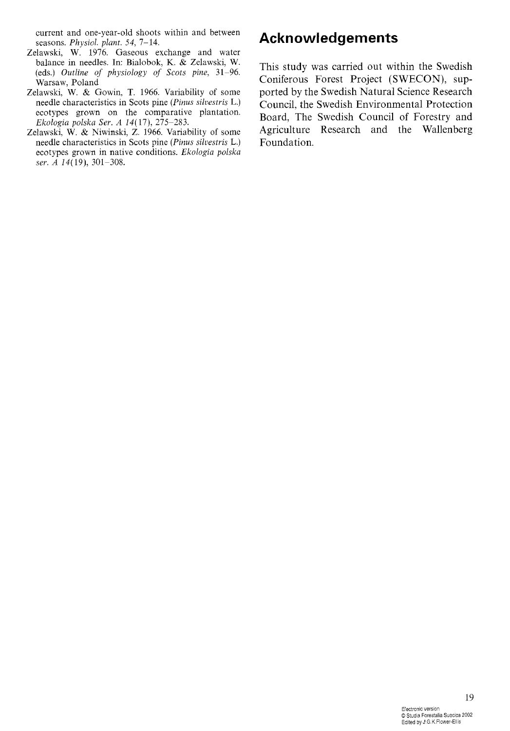current and one-year-old shoots within and between seasons. *Physiol. plant. 54*, 7–14.

Zelawski, W. 1976. Gaseous exchange and water balance in needles. In: Bialobok, K. & Zelawski, W. (eds.) *Outline of physiology of Scots pine*, 31–96. Warsaw, Poland

Zelawski, W. & Gowin, T. 1966. Variability of some needle characteristics in Scots pine (*Pinus silvestris* L.) ecotypes grown on the comparative plantation. *Ekologia polska Ser. A 14*(17), 275–283.

Zelawski, W. & Niwinski, Z. 1966. Variability of some needle characteristics in Scots pine (*Pinus silvestris* L.) ecotypes grown in native conditions. *Ekologia polska ser. A 14*(19), 301–308.

## Acknowledgements

This study was carried out within the Swedish Coniferous Forest Project (SWECON), supported by the Swedish Natural Science Research Council, the Swedish Environmental Protection Board, The Swedish Council of Forestry and Agriculture Research and the Wallenberg Foundation.

Electronic version
© Studia Forestalia Suecica 2002
Edited by J.G.K.Flower-Ellis